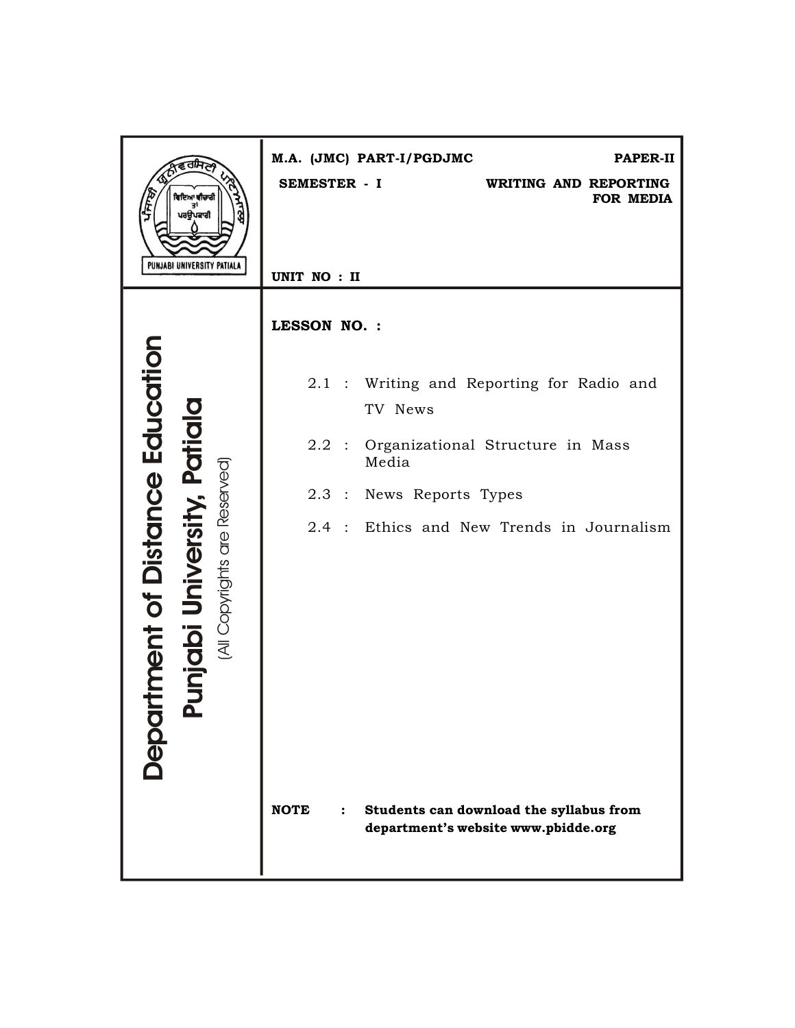Department of Distance Education

Punjabi University, Patiala

(All Copyrights are Reserved)

PUNJABI UNIVERSITY PATIALA

**M.A. (JMC) PART-I/PGDJMC** **PAPER-II**

**SEMESTER - I** **WRITING AND REPORTING FOR MEDIA**

**UNIT NO : II**

**LESSON NO. :**

2.1 : Writing and Reporting for Radio and TV News

2.2 : Organizational Structure in Mass Media

2.3 : News Reports Types

2.4 : Ethics and New Trends in Journalism

**NOTE : Students can download the syllabus from department's website www.pbidde.org**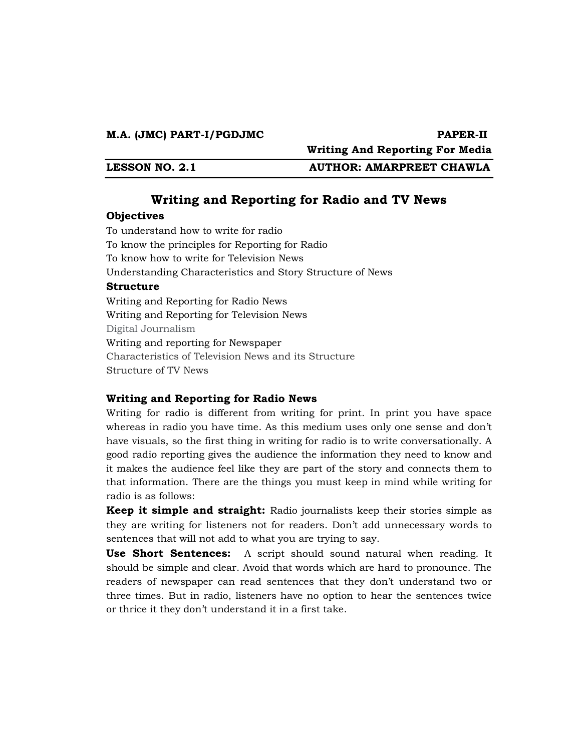| M.A. (JMC) PART-I/PGDJMC | PAPER-II<br>Writing And Reporting For Media |
|---|---|
| LESSON NO. 2.1 | AUTHOR: AMARPREET CHAWLA |

# Writing and Reporting for Radio and TV News

**Objectives**

To understand how to write for radio
To know the principles for Reporting for Radio
To know how to write for Television News
Understanding Characteristics and Story Structure of News

**Structure**

Writing and Reporting for Radio News
Writing and Reporting for Television News
Digital Journalism
Writing and reporting for Newspaper
Characteristics of Television News and its Structure
Structure of TV News

## Writing and Reporting for Radio News

Writing for radio is different from writing for print. In print you have space whereas in radio you have time. As this medium uses only one sense and don't have visuals, so the first thing in writing for radio is to write conversationally. A good radio reporting gives the audience the information they need to know and it makes the audience feel like they are part of the story and connects them to that information. There are the things you must keep in mind while writing for radio is as follows:

**Keep it simple and straight:** Radio journalists keep their stories simple as they are writing for listeners not for readers. Don't add unnecessary words to sentences that will not add to what you are trying to say.

**Use Short Sentences:** A script should sound natural when reading. It should be simple and clear. Avoid that words which are hard to pronounce. The readers of newspaper can read sentences that they don't understand two or three times. But in radio, listeners have no option to hear the sentences twice or thrice it they don't understand it in a first take.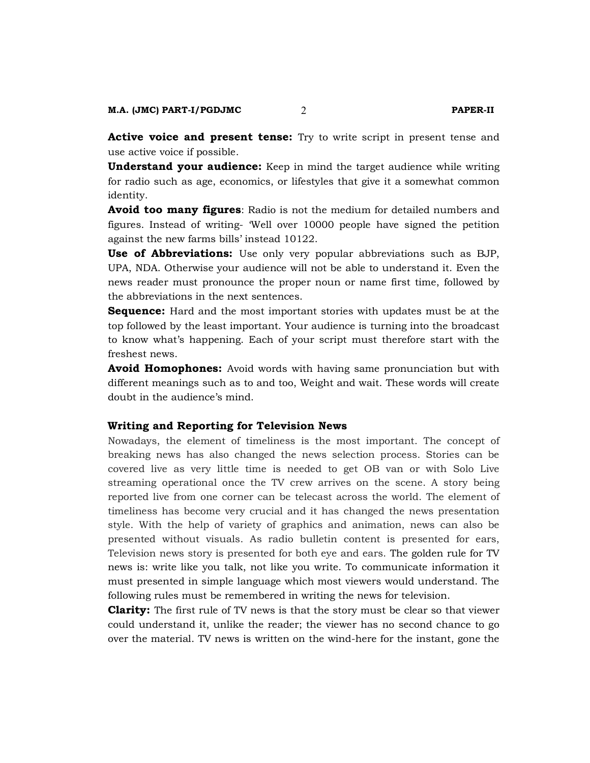**Active voice and present tense:** Try to write script in present tense and use active voice if possible.

**Understand your audience:** Keep in mind the target audience while writing for radio such as age, economics, or lifestyles that give it a somewhat common identity.

**Avoid too many figures**: Radio is not the medium for detailed numbers and figures. Instead of writing- 'Well over 10000 people have signed the petition against the new farms bills' instead 10122.

**Use of Abbreviations:** Use only very popular abbreviations such as BJP, UPA, NDA. Otherwise your audience will not be able to understand it. Even the news reader must pronounce the proper noun or name first time, followed by the abbreviations in the next sentences.

**Sequence:** Hard and the most important stories with updates must be at the top followed by the least important. Your audience is turning into the broadcast to know what's happening. Each of your script must therefore start with the freshest news.

**Avoid Homophones:** Avoid words with having same pronunciation but with different meanings such as to and too, Weight and wait. These words will create doubt in the audience's mind.

### Writing and Reporting for Television News

Nowadays, the element of timeliness is the most important. The concept of breaking news has also changed the news selection process. Stories can be covered live as very little time is needed to get OB van or with Solo Live streaming operational once the TV crew arrives on the scene. A story being reported live from one corner can be telecast across the world. The element of timeliness has become very crucial and it has changed the news presentation style. With the help of variety of graphics and animation, news can also be presented without visuals. As radio bulletin content is presented for ears, Television news story is presented for both eye and ears. The golden rule for TV news is: write like you talk, not like you write. To communicate information it must presented in simple language which most viewers would understand. The following rules must be remembered in writing the news for television.

**Clarity:** The first rule of TV news is that the story must be clear so that viewer could understand it, unlike the reader; the viewer has no second chance to go over the material. TV news is written on the wind-here for the instant, gone the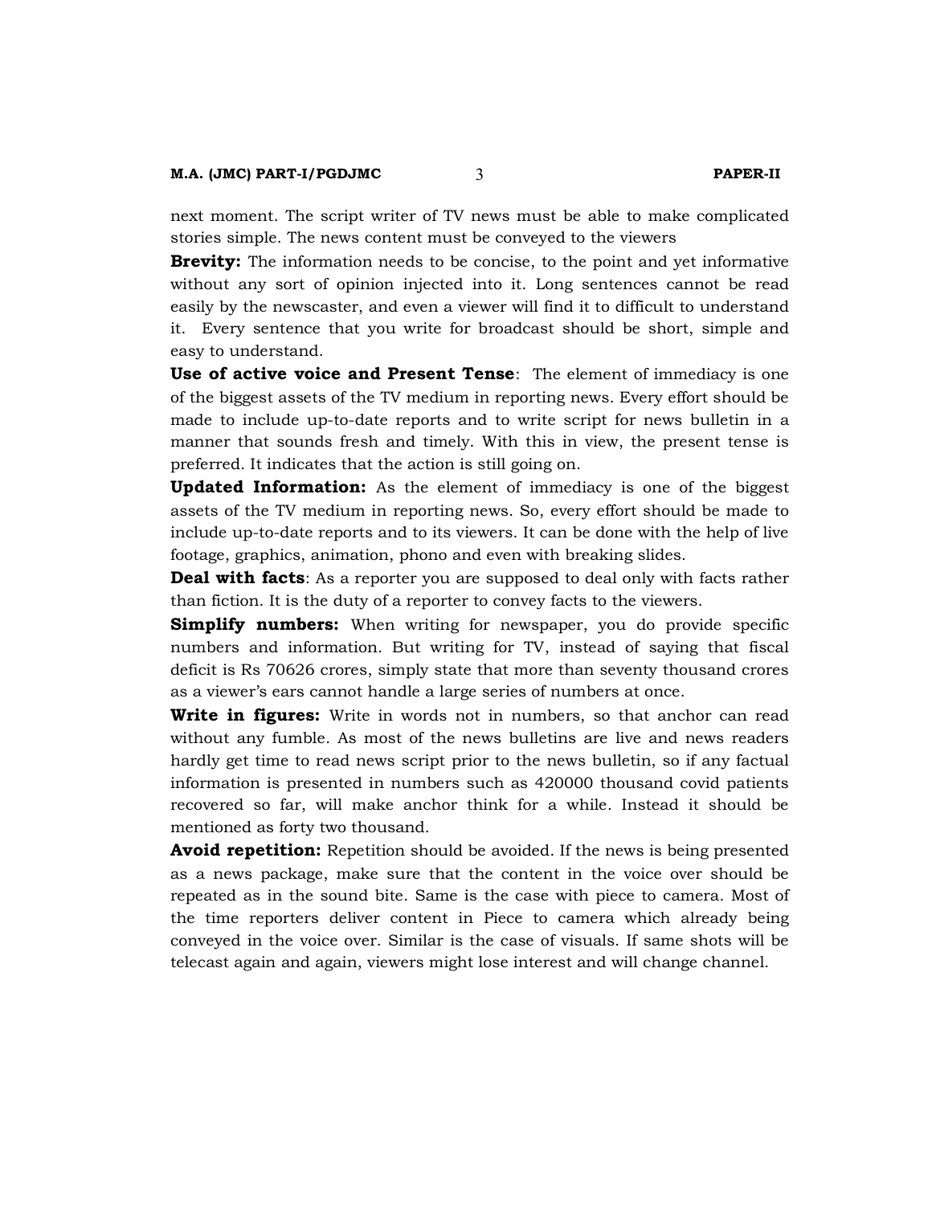next moment. The script writer of TV news must be able to make complicated stories simple. The news content must be conveyed to the viewers

**Brevity:** The information needs to be concise, to the point and yet informative without any sort of opinion injected into it. Long sentences cannot be read easily by the newscaster, and even a viewer will find it to difficult to understand it. Every sentence that you write for broadcast should be short, simple and easy to understand.

**Use of active voice and Present Tense**: The element of immediacy is one of the biggest assets of the TV medium in reporting news. Every effort should be made to include up-to-date reports and to write script for news bulletin in a manner that sounds fresh and timely. With this in view, the present tense is preferred. It indicates that the action is still going on.

**Updated Information:** As the element of immediacy is one of the biggest assets of the TV medium in reporting news. So, every effort should be made to include up-to-date reports and to its viewers. It can be done with the help of live footage, graphics, animation, phono and even with breaking slides.

**Deal with facts**: As a reporter you are supposed to deal only with facts rather than fiction. It is the duty of a reporter to convey facts to the viewers.

**Simplify numbers:** When writing for newspaper, you do provide specific numbers and information. But writing for TV, instead of saying that fiscal deficit is Rs 70626 crores, simply state that more than seventy thousand crores as a viewer's ears cannot handle a large series of numbers at once.

**Write in figures:** Write in words not in numbers, so that anchor can read without any fumble. As most of the news bulletins are live and news readers hardly get time to read news script prior to the news bulletin, so if any factual information is presented in numbers such as 420000 thousand covid patients recovered so far, will make anchor think for a while. Instead it should be mentioned as forty two thousand.

**Avoid repetition:** Repetition should be avoided. If the news is being presented as a news package, make sure that the content in the voice over should be repeated as in the sound bite. Same is the case with piece to camera. Most of the time reporters deliver content in Piece to camera which already being conveyed in the voice over. Similar is the case of visuals. If same shots will be telecast again and again, viewers might lose interest and will change channel.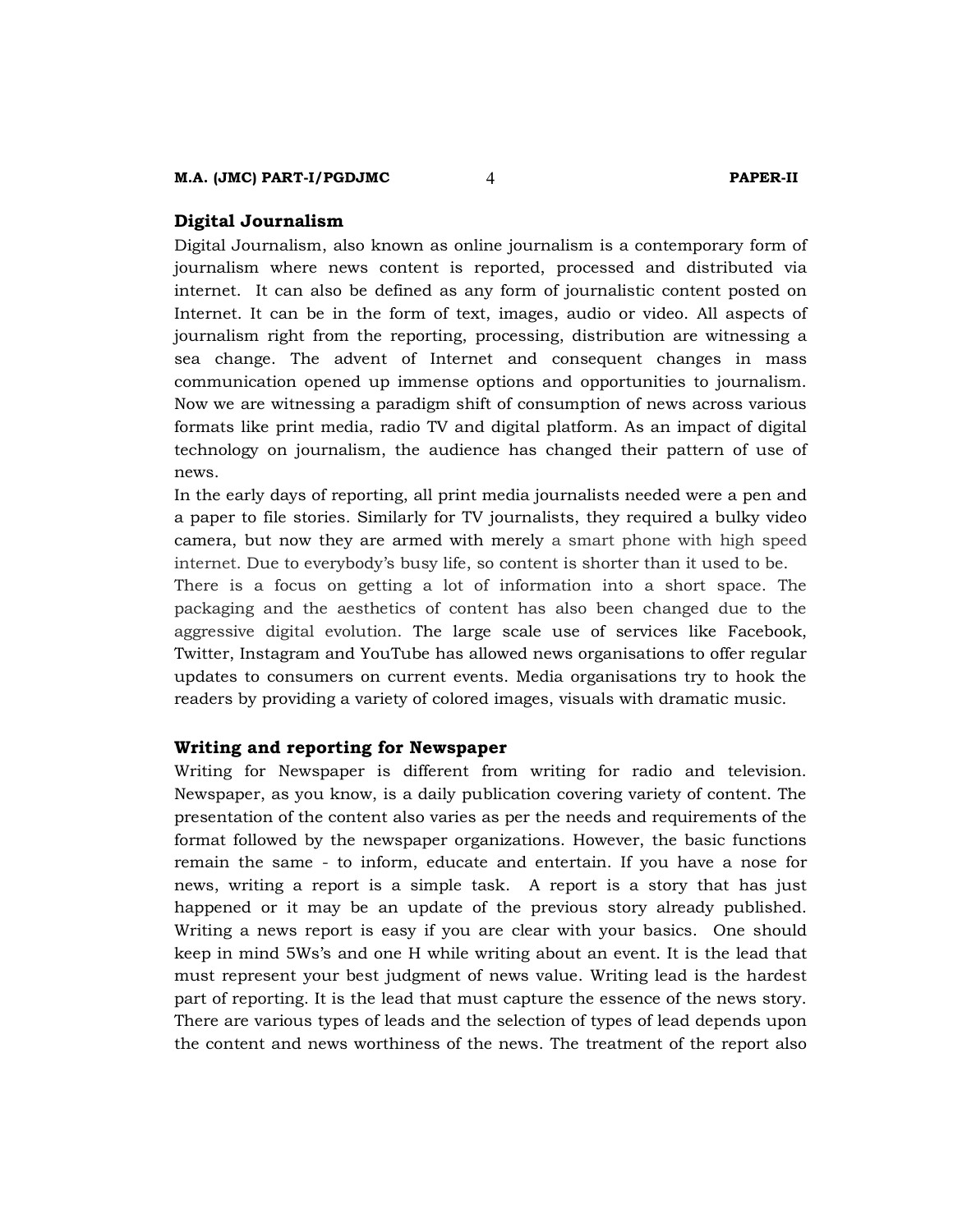## Digital Journalism

Digital Journalism, also known as online journalism is a contemporary form of journalism where news content is reported, processed and distributed via internet. It can also be defined as any form of journalistic content posted on Internet. It can be in the form of text, images, audio or video. All aspects of journalism right from the reporting, processing, distribution are witnessing a sea change. The advent of Internet and consequent changes in mass communication opened up immense options and opportunities to journalism. Now we are witnessing a paradigm shift of consumption of news across various formats like print media, radio TV and digital platform. As an impact of digital technology on journalism, the audience has changed their pattern of use of news.

In the early days of reporting, all print media journalists needed were a pen and a paper to file stories. Similarly for TV journalists, they required a bulky video camera, but now they are armed with merely a smart phone with high speed internet. Due to everybody's busy life, so content is shorter than it used to be. There is a focus on getting a lot of information into a short space. The packaging and the aesthetics of content has also been changed due to the aggressive digital evolution. The large scale use of services like Facebook, Twitter, Instagram and YouTube has allowed news organisations to offer regular updates to consumers on current events. Media organisations try to hook the readers by providing a variety of colored images, visuals with dramatic music.

## Writing and reporting for Newspaper

Writing for Newspaper is different from writing for radio and television. Newspaper, as you know, is a daily publication covering variety of content. The presentation of the content also varies as per the needs and requirements of the format followed by the newspaper organizations. However, the basic functions remain the same - to inform, educate and entertain. If you have a nose for news, writing a report is a simple task. A report is a story that has just happened or it may be an update of the previous story already published. Writing a news report is easy if you are clear with your basics. One should keep in mind 5Ws's and one H while writing about an event. It is the lead that must represent your best judgment of news value. Writing lead is the hardest part of reporting. It is the lead that must capture the essence of the news story. There are various types of leads and the selection of types of lead depends upon the content and news worthiness of the news. The treatment of the report also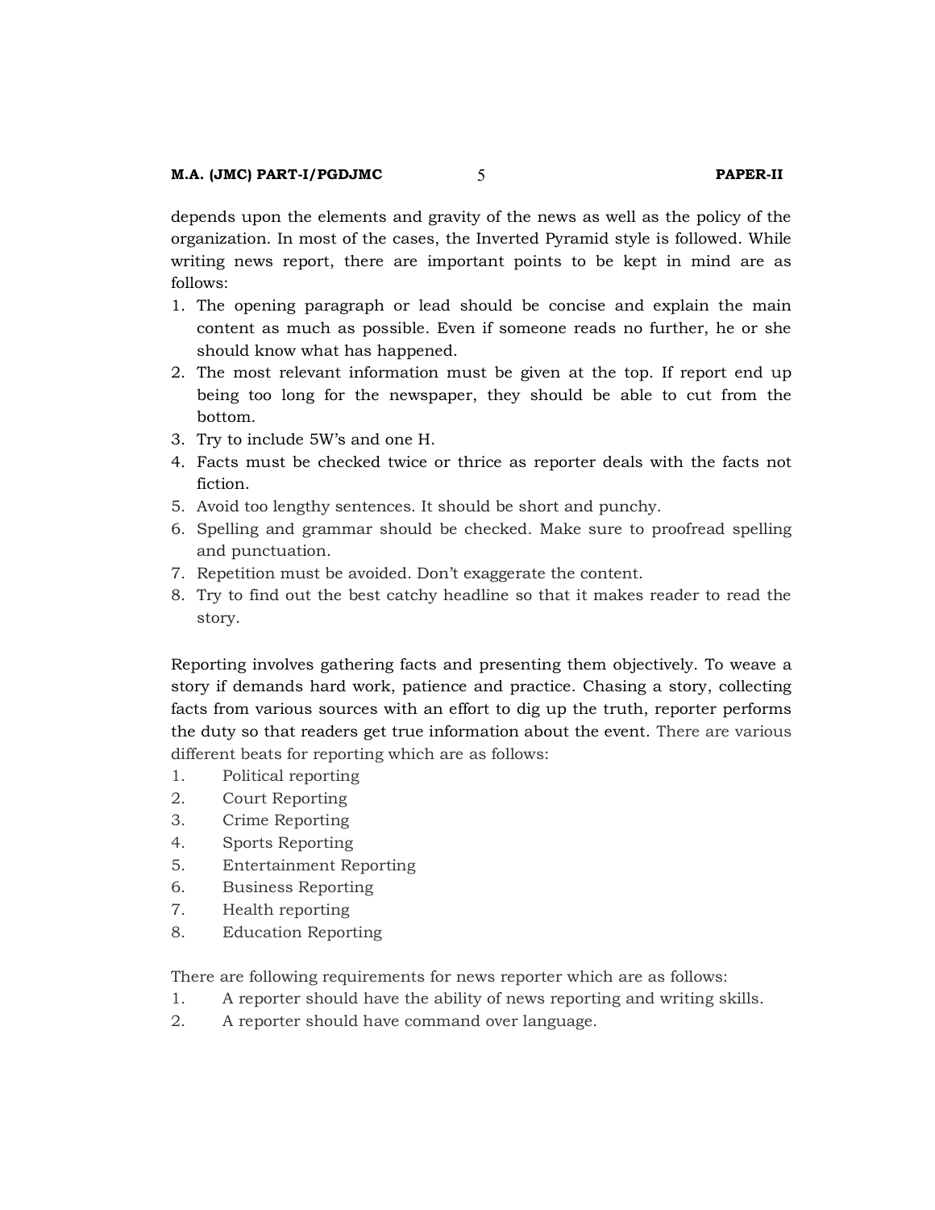depends upon the elements and gravity of the news as well as the policy of the organization. In most of the cases, the Inverted Pyramid style is followed. While writing news report, there are important points to be kept in mind are as follows:

1. The opening paragraph or lead should be concise and explain the main content as much as possible. Even if someone reads no further, he or she should know what has happened.
2. The most relevant information must be given at the top. If report end up being too long for the newspaper, they should be able to cut from the bottom.
3. Try to include 5W's and one H.
4. Facts must be checked twice or thrice as reporter deals with the facts not fiction.
5. Avoid too lengthy sentences. It should be short and punchy.
6. Spelling and grammar should be checked. Make sure to proofread spelling and punctuation.
7. Repetition must be avoided. Don't exaggerate the content.
8. Try to find out the best catchy headline so that it makes reader to read the story.

Reporting involves gathering facts and presenting them objectively. To weave a story if demands hard work, patience and practice. Chasing a story, collecting facts from various sources with an effort to dig up the truth, reporter performs the duty so that readers get true information about the event. There are various different beats for reporting which are as follows:

1. Political reporting
2. Court Reporting
3. Crime Reporting
4. Sports Reporting
5. Entertainment Reporting
6. Business Reporting
7. Health reporting
8. Education Reporting

There are following requirements for news reporter which are as follows:

1. A reporter should have the ability of news reporting and writing skills.
2. A reporter should have command over language.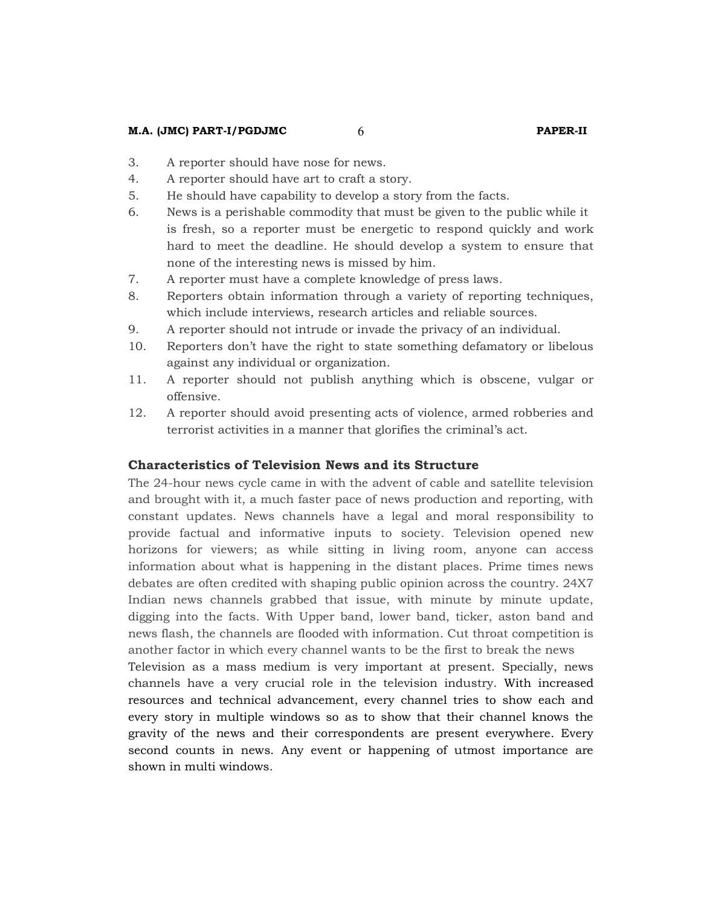3. A reporter should have nose for news.
4. A reporter should have art to craft a story.
5. He should have capability to develop a story from the facts.
6. News is a perishable commodity that must be given to the public while it is fresh, so a reporter must be energetic to respond quickly and work hard to meet the deadline. He should develop a system to ensure that none of the interesting news is missed by him.
7. A reporter must have a complete knowledge of press laws.
8. Reporters obtain information through a variety of reporting techniques, which include interviews, research articles and reliable sources.
9. A reporter should not intrude or invade the privacy of an individual.
10. Reporters don't have the right to state something defamatory or libelous against any individual or organization.
11. A reporter should not publish anything which is obscene, vulgar or offensive.
12. A reporter should avoid presenting acts of violence, armed robberies and terrorist activities in a manner that glorifies the criminal's act.

### Characteristics of Television News and its Structure

The 24-hour news cycle came in with the advent of cable and satellite television and brought with it, a much faster pace of news production and reporting, with constant updates. News channels have a legal and moral responsibility to provide factual and informative inputs to society. Television opened new horizons for viewers; as while sitting in living room, anyone can access information about what is happening in the distant places. Prime times news debates are often credited with shaping public opinion across the country. 24X7 Indian news channels grabbed that issue, with minute by minute update, digging into the facts. With Upper band, lower band, ticker, aston band and news flash, the channels are flooded with information. Cut throat competition is another factor in which every channel wants to be the first to break the news

Television as a mass medium is very important at present. Specially, news channels have a very crucial role in the television industry. With increased resources and technical advancement, every channel tries to show each and every story in multiple windows so as to show that their channel knows the gravity of the news and their correspondents are present everywhere. Every second counts in news. Any event or happening of utmost importance are shown in multi windows.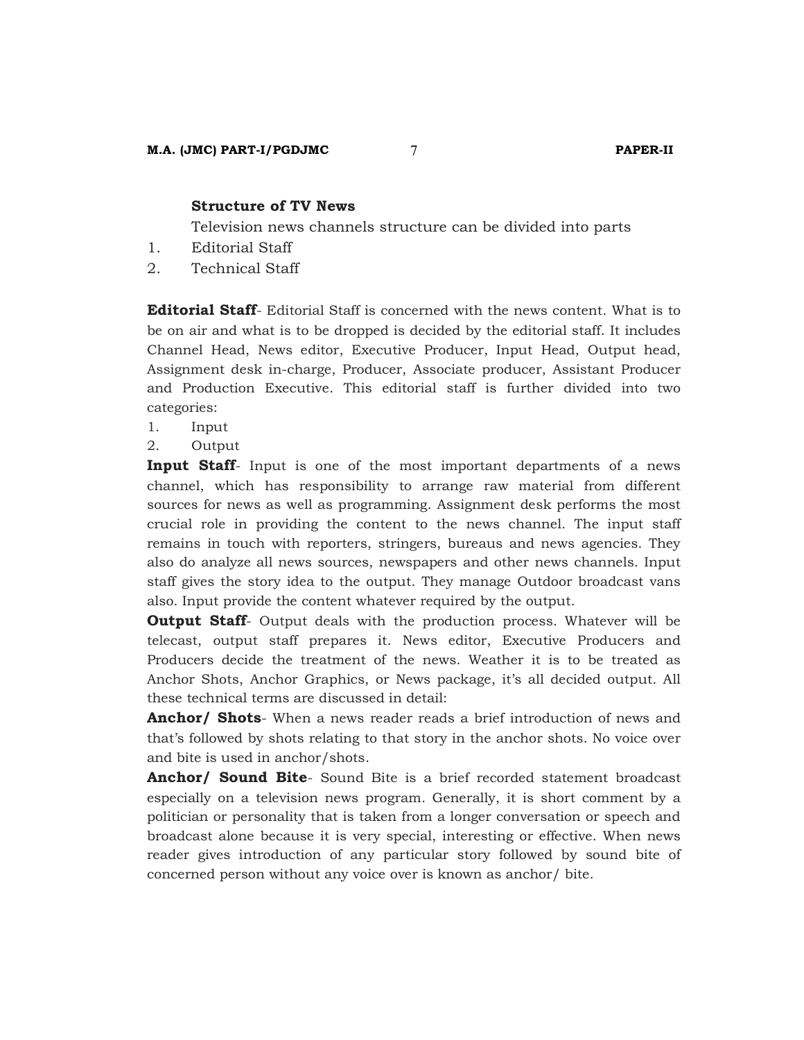### Structure of TV News

Television news channels structure can be divided into parts

1. Editorial Staff
2. Technical Staff

**Editorial Staff**- Editorial Staff is concerned with the news content. What is to be on air and what is to be dropped is decided by the editorial staff. It includes Channel Head, News editor, Executive Producer, Input Head, Output head, Assignment desk in-charge, Producer, Associate producer, Assistant Producer and Production Executive. This editorial staff is further divided into two categories:

1. Input
2. Output

**Input Staff**- Input is one of the most important departments of a news channel, which has responsibility to arrange raw material from different sources for news as well as programming. Assignment desk performs the most crucial role in providing the content to the news channel. The input staff remains in touch with reporters, stringers, bureaus and news agencies. They also do analyze all news sources, newspapers and other news channels. Input staff gives the story idea to the output. They manage Outdoor broadcast vans also. Input provide the content whatever required by the output.

**Output Staff**- Output deals with the production process. Whatever will be telecast, output staff prepares it. News editor, Executive Producers and Producers decide the treatment of the news. Weather it is to be treated as Anchor Shots, Anchor Graphics, or News package, it's all decided output. All these technical terms are discussed in detail:

**Anchor/ Shots**- When a news reader reads a brief introduction of news and that's followed by shots relating to that story in the anchor shots. No voice over and bite is used in anchor/shots.

**Anchor/ Sound Bite**- Sound Bite is a brief recorded statement broadcast especially on a television news program. Generally, it is short comment by a politician or personality that is taken from a longer conversation or speech and broadcast alone because it is very special, interesting or effective. When news reader gives introduction of any particular story followed by sound bite of concerned person without any voice over is known as anchor/ bite.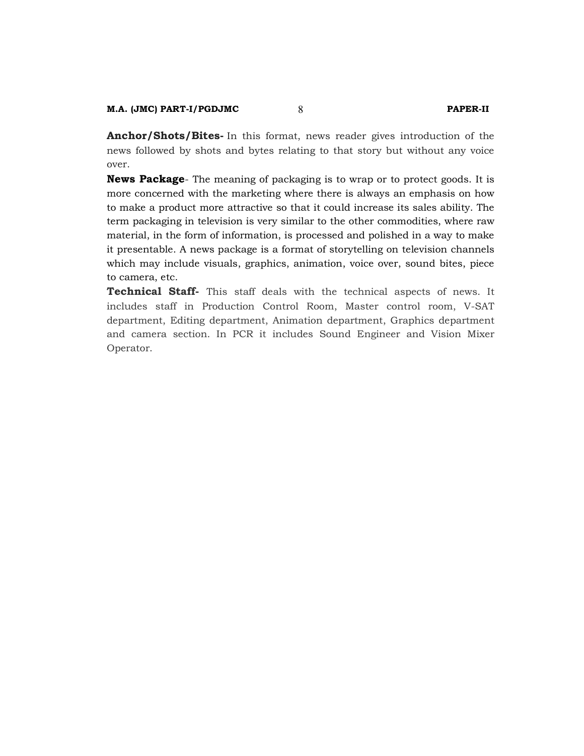**Anchor/Shots/Bites-** In this format, news reader gives introduction of the news followed by shots and bytes relating to that story but without any voice over.

**News Package**- The meaning of packaging is to wrap or to protect goods. It is more concerned with the marketing where there is always an emphasis on how to make a product more attractive so that it could increase its sales ability. The term packaging in television is very similar to the other commodities, where raw material, in the form of information, is processed and polished in a way to make it presentable. A news package is a format of storytelling on television channels which may include visuals, graphics, animation, voice over, sound bites, piece to camera, etc.

**Technical Staff-** This staff deals with the technical aspects of news. It includes staff in Production Control Room, Master control room, V-SAT department, Editing department, Animation department, Graphics department and camera section. In PCR it includes Sound Engineer and Vision Mixer Operator.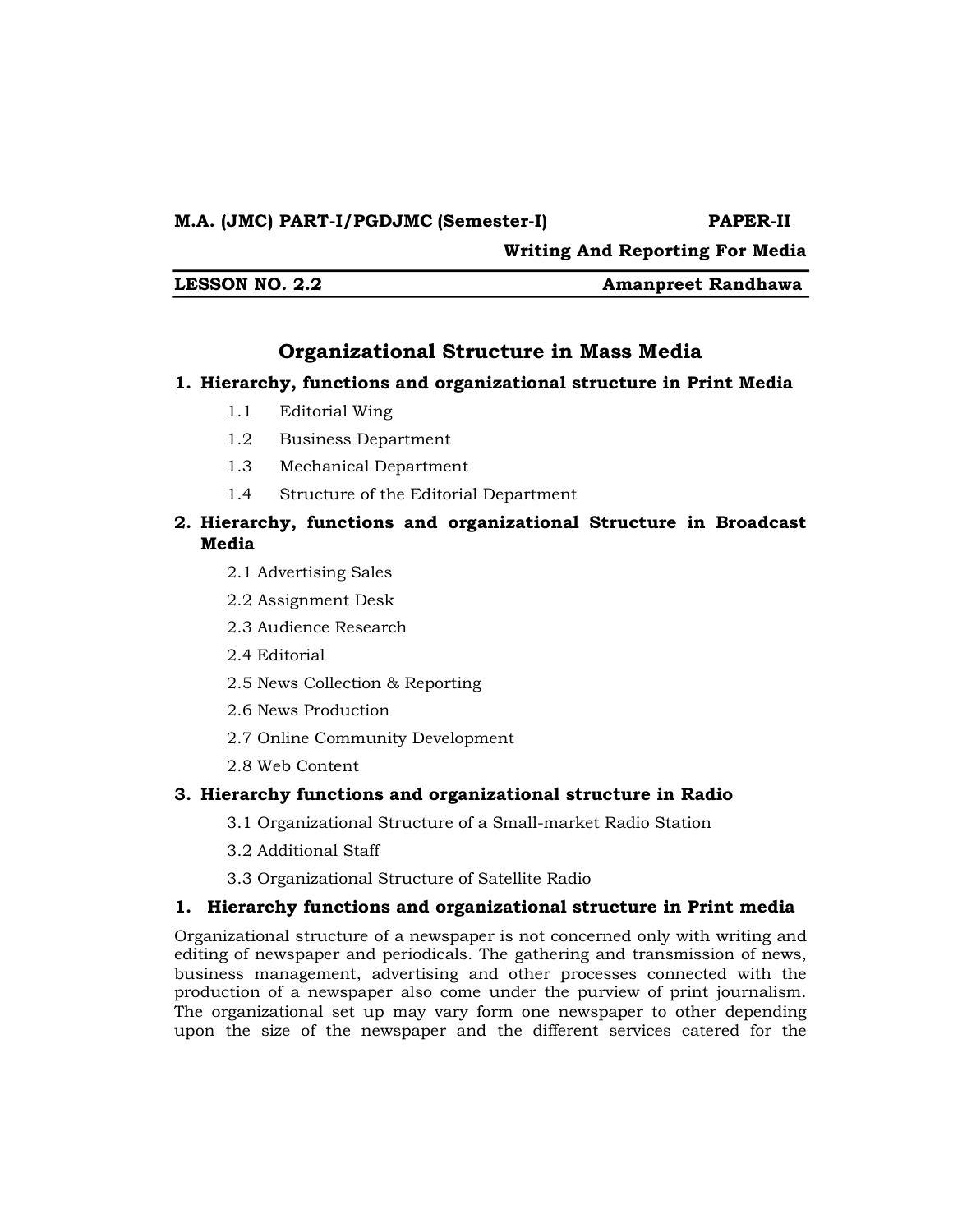**M.A. (JMC) PART-I/PGDJMC (Semester-I)** **PAPER-II**

**Writing And Reporting For Media**

**LESSON NO. 2.2** **Amanpreet Randhawa**

# Organizational Structure in Mass Media

**1. Hierarchy, functions and organizational structure in Print Media**

- 1.1 Editorial Wing
- 1.2 Business Department
- 1.3 Mechanical Department
- 1.4 Structure of the Editorial Department

**2. Hierarchy, functions and organizational Structure in Broadcast Media**

- 2.1 Advertising Sales
- 2.2 Assignment Desk
- 2.3 Audience Research
- 2.4 Editorial
- 2.5 News Collection & Reporting
- 2.6 News Production
- 2.7 Online Community Development
- 2.8 Web Content

**3. Hierarchy functions and organizational structure in Radio**

- 3.1 Organizational Structure of a Small-market Radio Station
- 3.2 Additional Staff
- 3.3 Organizational Structure of Satellite Radio

## 1. Hierarchy functions and organizational structure in Print media

Organizational structure of a newspaper is not concerned only with writing and editing of newspaper and periodicals. The gathering and transmission of news, business management, advertising and other processes connected with the production of a newspaper also come under the purview of print journalism. The organizational set up may vary form one newspaper to other depending upon the size of the newspaper and the different services catered for the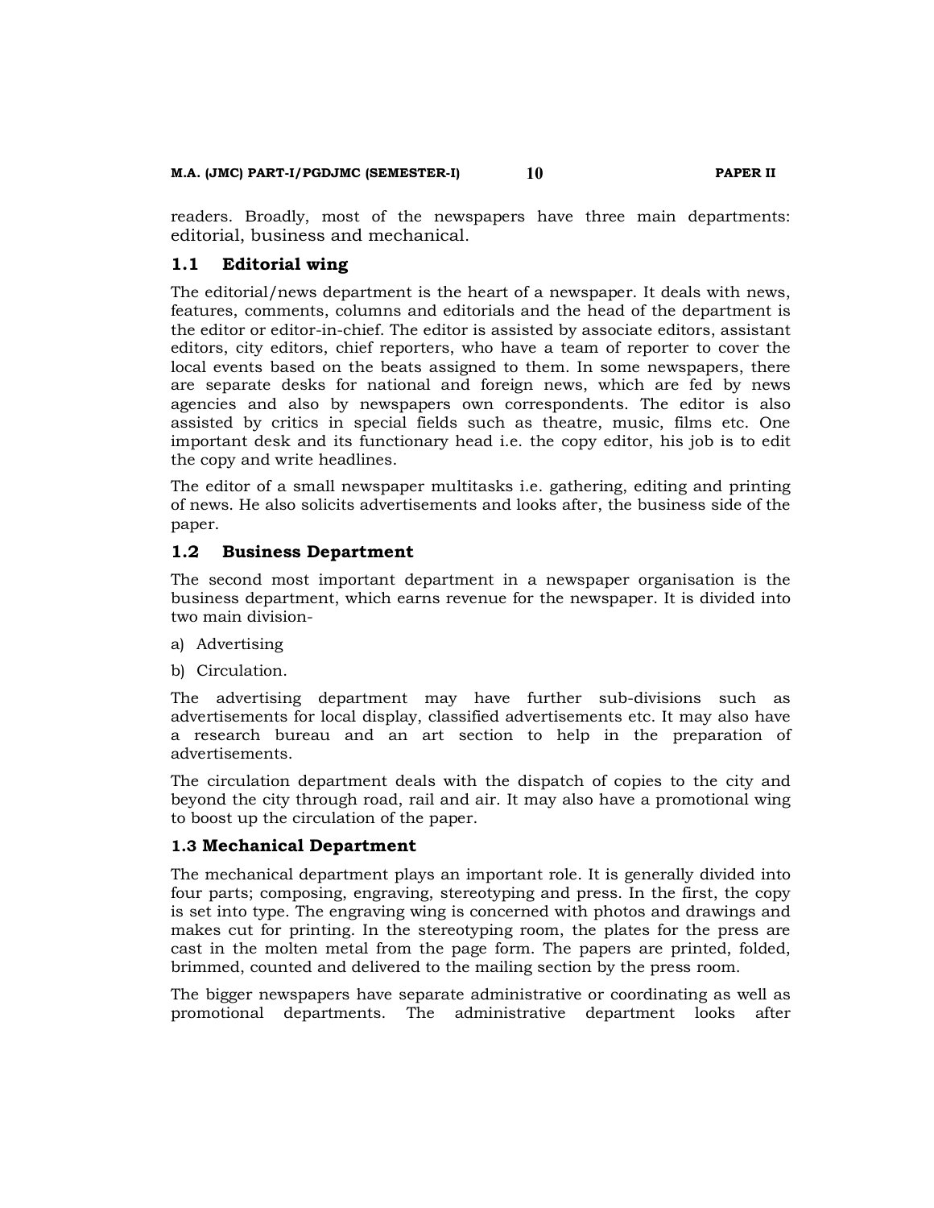readers. Broadly, most of the newspapers have three main departments: editorial, business and mechanical.

## 1.1 Editorial wing

The editorial/news department is the heart of a newspaper. It deals with news, features, comments, columns and editorials and the head of the department is the editor or editor-in-chief. The editor is assisted by associate editors, assistant editors, city editors, chief reporters, who have a team of reporter to cover the local events based on the beats assigned to them. In some newspapers, there are separate desks for national and foreign news, which are fed by news agencies and also by newspapers own correspondents. The editor is also assisted by critics in special fields such as theatre, music, films etc. One important desk and its functionary head i.e. the copy editor, his job is to edit the copy and write headlines.

The editor of a small newspaper multitasks i.e. gathering, editing and printing of news. He also solicits advertisements and looks after, the business side of the paper.

## 1.2 Business Department

The second most important department in a newspaper organisation is the business department, which earns revenue for the newspaper. It is divided into two main division-

a) Advertising

b) Circulation.

The advertising department may have further sub-divisions such as advertisements for local display, classified advertisements etc. It may also have a research bureau and an art section to help in the preparation of advertisements.

The circulation department deals with the dispatch of copies to the city and beyond the city through road, rail and air. It may also have a promotional wing to boost up the circulation of the paper.

## 1.3 Mechanical Department

The mechanical department plays an important role. It is generally divided into four parts; composing, engraving, stereotyping and press. In the first, the copy is set into type. The engraving wing is concerned with photos and drawings and makes cut for printing. In the stereotyping room, the plates for the press are cast in the molten metal from the page form. The papers are printed, folded, brimmed, counted and delivered to the mailing section by the press room.

The bigger newspapers have separate administrative or coordinating as well as promotional departments. The administrative department looks after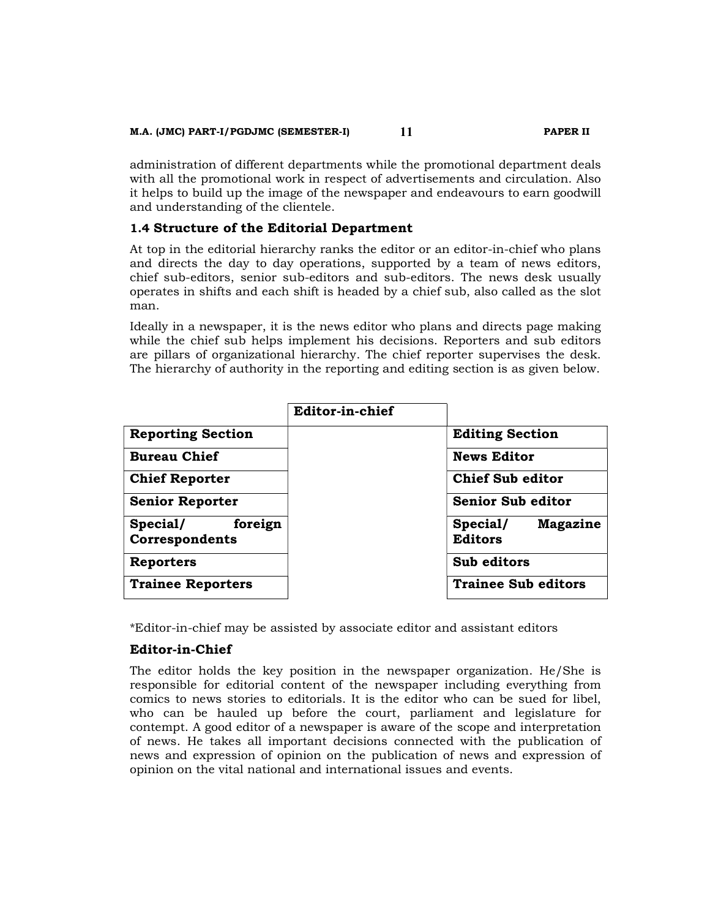administration of different departments while the promotional department deals with all the promotional work in respect of advertisements and circulation. Also it helps to build up the image of the newspaper and endeavours to earn goodwill and understanding of the clientele.

### 1.4 Structure of the Editorial Department

At top in the editorial hierarchy ranks the editor or an editor-in-chief who plans and directs the day to day operations, supported by a team of news editors, chief sub-editors, senior sub-editors and sub-editors. The news desk usually operates in shifts and each shift is headed by a chief sub, also called as the slot man.

Ideally in a newspaper, it is the news editor who plans and directs page making while the chief sub helps implement his decisions. Reporters and sub editors are pillars of organizational hierarchy. The chief reporter supervises the desk. The hierarchy of authority in the reporting and editing section is as given below.

| | **Editor-in-chief** | |
|---|---|---|
| **Reporting Section** | | **Editing Section** |
| **Bureau Chief** | | **News Editor** |
| **Chief Reporter** | | **Chief Sub editor** |
| **Senior Reporter** | | **Senior Sub editor** |
| **Special/ foreign Correspondents** | | **Special/ Magazine Editors** |
| **Reporters** | | **Sub editors** |
| **Trainee Reporters** | | **Trainee Sub editors** |

*Editor-in-chief may be assisted by associate editor and assistant editors

#### Editor-in-Chief

The editor holds the key position in the newspaper organization. He/She is responsible for editorial content of the newspaper including everything from comics to news stories to editorials. It is the editor who can be sued for libel, who can be hauled up before the court, parliament and legislature for contempt. A good editor of a newspaper is aware of the scope and interpretation of news. He takes all important decisions connected with the publication of news and expression of opinion on the publication of news and expression of opinion on the vital national and international issues and events.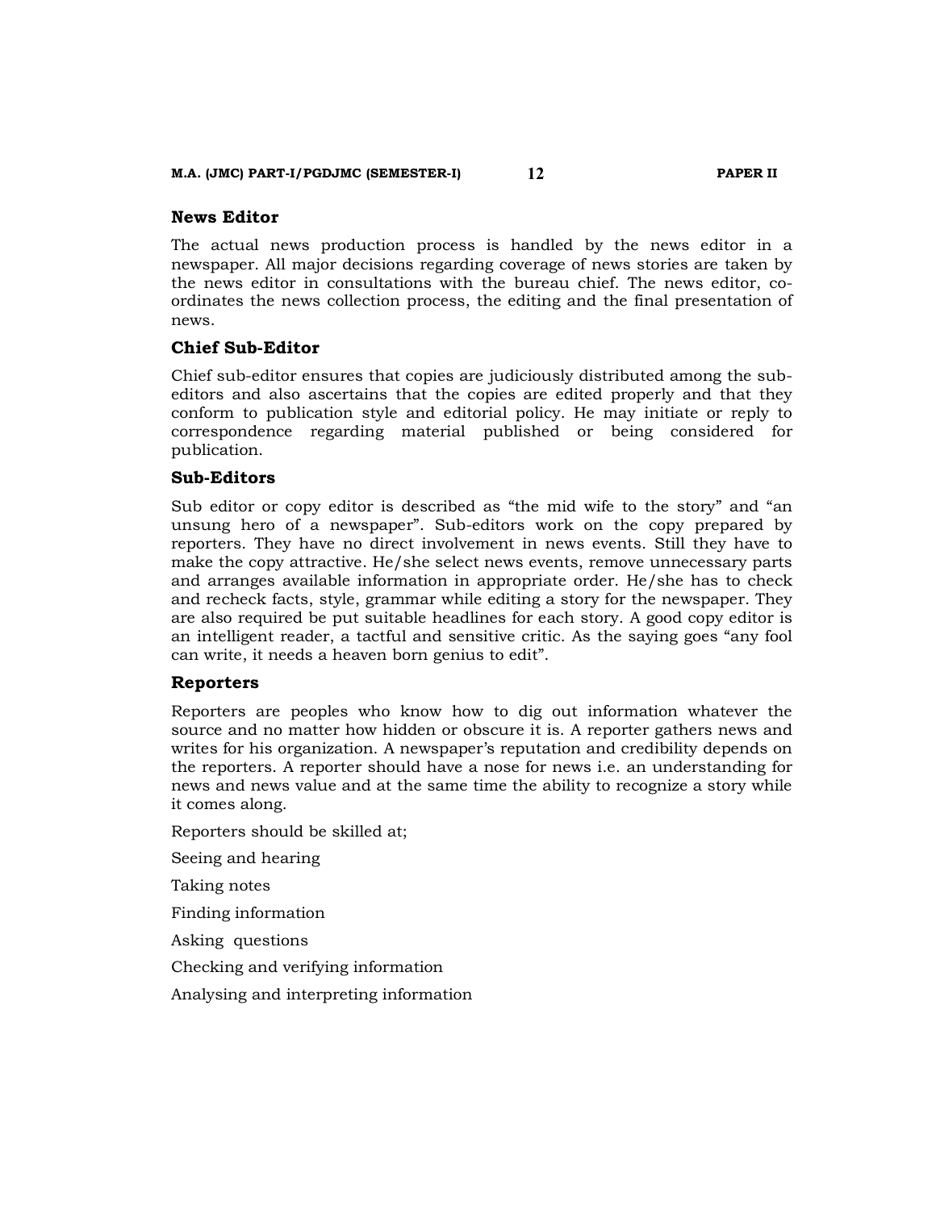### News Editor

The actual news production process is handled by the news editor in a newspaper. All major decisions regarding coverage of news stories are taken by the news editor in consultations with the bureau chief. The news editor, co-ordinates the news collection process, the editing and the final presentation of news.

### Chief Sub-Editor

Chief sub-editor ensures that copies are judiciously distributed among the sub-editors and also ascertains that the copies are edited properly and that they conform to publication style and editorial policy. He may initiate or reply to correspondence regarding material published or being considered for publication.

### Sub-Editors

Sub editor or copy editor is described as "the mid wife to the story" and "an unsung hero of a newspaper". Sub-editors work on the copy prepared by reporters. They have no direct involvement in news events. Still they have to make the copy attractive. He/she select news events, remove unnecessary parts and arranges available information in appropriate order. He/she has to check and recheck facts, style, grammar while editing a story for the newspaper. They are also required be put suitable headlines for each story. A good copy editor is an intelligent reader, a tactful and sensitive critic. As the saying goes "any fool can write, it needs a heaven born genius to edit".

### Reporters

Reporters are peoples who know how to dig out information whatever the source and no matter how hidden or obscure it is. A reporter gathers news and writes for his organization. A newspaper's reputation and credibility depends on the reporters. A reporter should have a nose for news i.e. an understanding for news and news value and at the same time the ability to recognize a story while it comes along.

Reporters should be skilled at;

Seeing and hearing

Taking notes

Finding information

Asking questions

Checking and verifying information

Analysing and interpreting information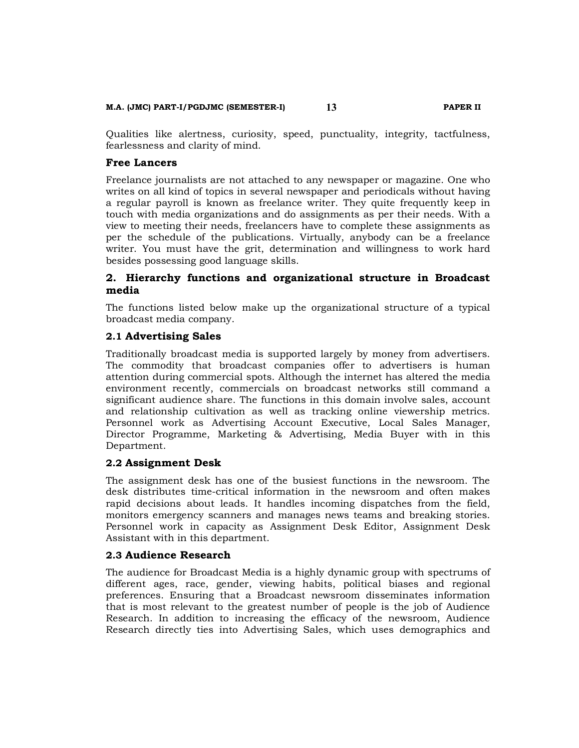Qualities like alertness, curiosity, speed, punctuality, integrity, tactfulness, fearlessness and clarity of mind.

### Free Lancers

Freelance journalists are not attached to any newspaper or magazine. One who writes on all kind of topics in several newspaper and periodicals without having a regular payroll is known as freelance writer. They quite frequently keep in touch with media organizations and do assignments as per their needs. With a view to meeting their needs, freelancers have to complete these assignments as per the schedule of the publications. Virtually, anybody can be a freelance writer. You must have the grit, determination and willingness to work hard besides possessing good language skills.

## 2. Hierarchy functions and organizational structure in Broadcast media

The functions listed below make up the organizational structure of a typical broadcast media company.

### 2.1 Advertising Sales

Traditionally broadcast media is supported largely by money from advertisers. The commodity that broadcast companies offer to advertisers is human attention during commercial spots. Although the internet has altered the media environment recently, commercials on broadcast networks still command a significant audience share. The functions in this domain involve sales, account and relationship cultivation as well as tracking online viewership metrics. Personnel work as Advertising Account Executive, Local Sales Manager, Director Programme, Marketing & Advertising, Media Buyer with in this Department.

### 2.2 Assignment Desk

The assignment desk has one of the busiest functions in the newsroom. The desk distributes time-critical information in the newsroom and often makes rapid decisions about leads. It handles incoming dispatches from the field, monitors emergency scanners and manages news teams and breaking stories. Personnel work in capacity as Assignment Desk Editor, Assignment Desk Assistant with in this department.

### 2.3 Audience Research

The audience for Broadcast Media is a highly dynamic group with spectrums of different ages, race, gender, viewing habits, political biases and regional preferences. Ensuring that a Broadcast newsroom disseminates information that is most relevant to the greatest number of people is the job of Audience Research. In addition to increasing the efficacy of the newsroom, Audience Research directly ties into Advertising Sales, which uses demographics and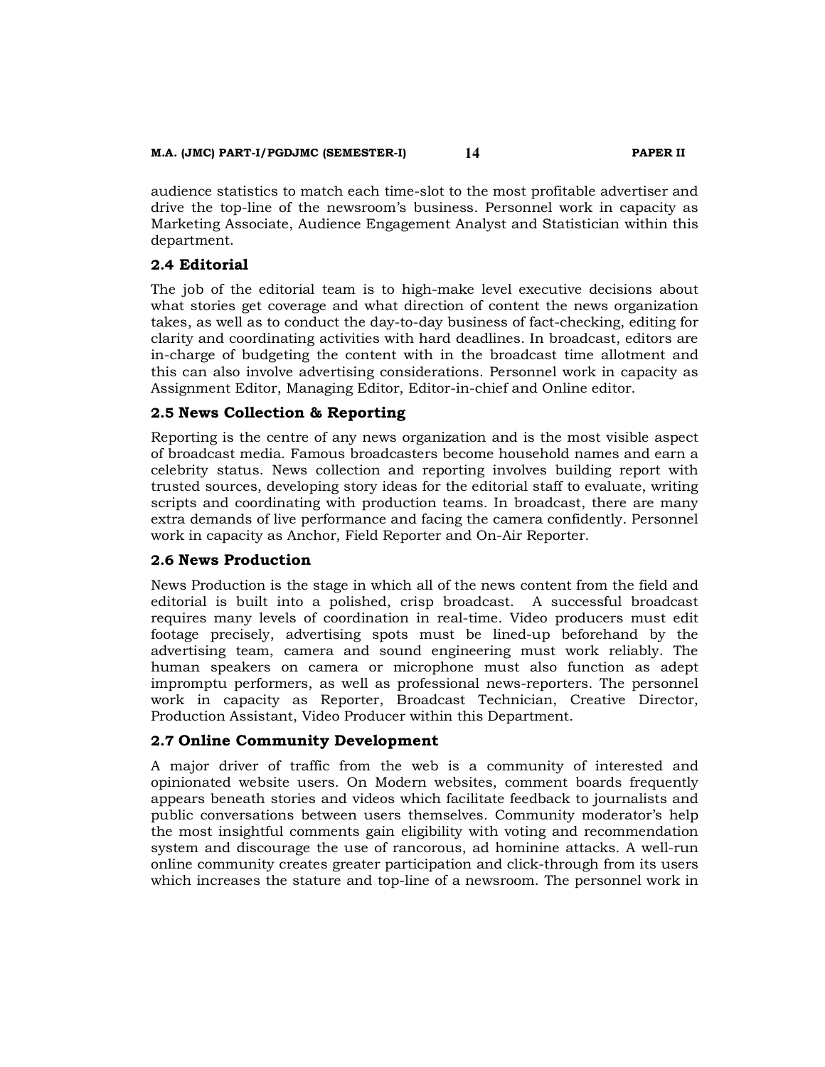audience statistics to match each time-slot to the most profitable advertiser and drive the top-line of the newsroom's business. Personnel work in capacity as Marketing Associate, Audience Engagement Analyst and Statistician within this department.

### 2.4 Editorial

The job of the editorial team is to high-make level executive decisions about what stories get coverage and what direction of content the news organization takes, as well as to conduct the day-to-day business of fact-checking, editing for clarity and coordinating activities with hard deadlines. In broadcast, editors are in-charge of budgeting the content with in the broadcast time allotment and this can also involve advertising considerations. Personnel work in capacity as Assignment Editor, Managing Editor, Editor-in-chief and Online editor.

### 2.5 News Collection & Reporting

Reporting is the centre of any news organization and is the most visible aspect of broadcast media. Famous broadcasters become household names and earn a celebrity status. News collection and reporting involves building report with trusted sources, developing story ideas for the editorial staff to evaluate, writing scripts and coordinating with production teams. In broadcast, there are many extra demands of live performance and facing the camera confidently. Personnel work in capacity as Anchor, Field Reporter and On-Air Reporter.

### 2.6 News Production

News Production is the stage in which all of the news content from the field and editorial is built into a polished, crisp broadcast. A successful broadcast requires many levels of coordination in real-time. Video producers must edit footage precisely, advertising spots must be lined-up beforehand by the advertising team, camera and sound engineering must work reliably. The human speakers on camera or microphone must also function as adept impromptu performers, as well as professional news-reporters. The personnel work in capacity as Reporter, Broadcast Technician, Creative Director, Production Assistant, Video Producer within this Department.

### 2.7 Online Community Development

A major driver of traffic from the web is a community of interested and opinionated website users. On Modern websites, comment boards frequently appears beneath stories and videos which facilitate feedback to journalists and public conversations between users themselves. Community moderator's help the most insightful comments gain eligibility with voting and recommendation system and discourage the use of rancorous, ad hominine attacks. A well-run online community creates greater participation and click-through from its users which increases the stature and top-line of a newsroom. The personnel work in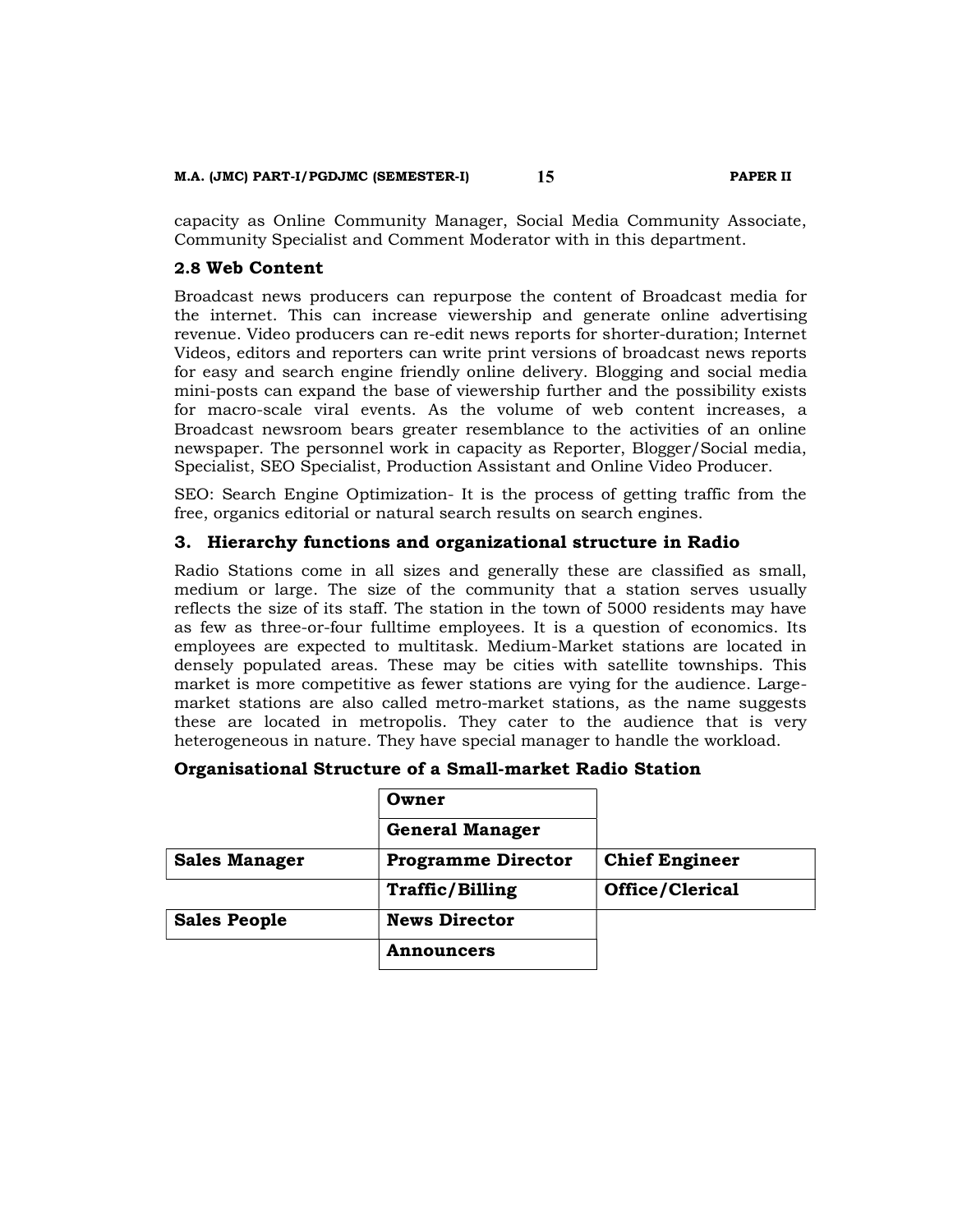capacity as Online Community Manager, Social Media Community Associate, Community Specialist and Comment Moderator with in this department.

### 2.8 Web Content

Broadcast news producers can repurpose the content of Broadcast media for the internet. This can increase viewership and generate online advertising revenue. Video producers can re-edit news reports for shorter-duration; Internet Videos, editors and reporters can write print versions of broadcast news reports for easy and search engine friendly online delivery. Blogging and social media mini-posts can expand the base of viewership further and the possibility exists for macro-scale viral events. As the volume of web content increases, a Broadcast newsroom bears greater resemblance to the activities of an online newspaper. The personnel work in capacity as Reporter, Blogger/Social media, Specialist, SEO Specialist, Production Assistant and Online Video Producer.

SEO: Search Engine Optimization- It is the process of getting traffic from the free, organics editorial or natural search results on search engines.

## 3. Hierarchy functions and organizational structure in Radio

Radio Stations come in all sizes and generally these are classified as small, medium or large. The size of the community that a station serves usually reflects the size of its staff. The station in the town of 5000 residents may have as few as three-or-four fulltime employees. It is a question of economics. Its employees are expected to multitask. Medium-Market stations are located in densely populated areas. These may be cities with satellite townships. This market is more competitive as fewer stations are vying for the audience. Large-market stations are also called metro-market stations, as the name suggests these are located in metropolis. They cater to the audience that is very heterogeneous in nature. They have special manager to handle the workload.

**Organisational Structure of a Small-market Radio Station**

| | | |
|---|---|---|
| | **Owner** | |
| | **General Manager** | |
| **Sales Manager** | **Programme Director** | **Chief Engineer** |
| | **Traffic/Billing** | **Office/Clerical** |
| **Sales People** | **News Director** | |
| | **Announcers** | |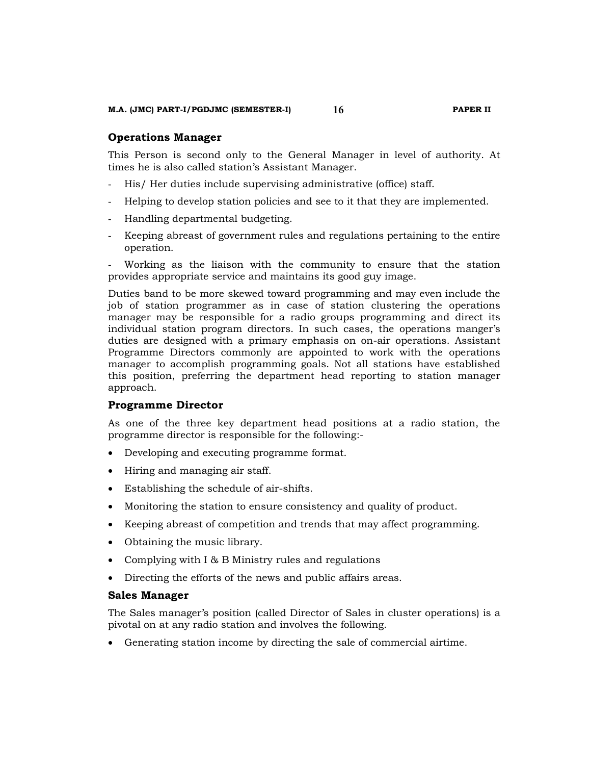## Operations Manager

This Person is second only to the General Manager in level of authority. At times he is also called station's Assistant Manager.

- His/ Her duties include supervising administrative (office) staff.
- Helping to develop station policies and see to it that they are implemented.
- Handling departmental budgeting.
- Keeping abreast of government rules and regulations pertaining to the entire operation.
- Working as the liaison with the community to ensure that the station provides appropriate service and maintains its good guy image.

Duties band to be more skewed toward programming and may even include the job of station programmer as in case of station clustering the operations manager may be responsible for a radio groups programming and direct its individual station program directors. In such cases, the operations manger's duties are designed with a primary emphasis on on-air operations. Assistant Programme Directors commonly are appointed to work with the operations manager to accomplish programming goals. Not all stations have established this position, preferring the department head reporting to station manager approach.

## Programme Director

As one of the three key department head positions at a radio station, the programme director is responsible for the following:-

- Developing and executing programme format.
- Hiring and managing air staff.
- Establishing the schedule of air-shifts.
- Monitoring the station to ensure consistency and quality of product.
- Keeping abreast of competition and trends that may affect programming.
- Obtaining the music library.
- Complying with I & B Ministry rules and regulations
- Directing the efforts of the news and public affairs areas.

## Sales Manager

The Sales manager's position (called Director of Sales in cluster operations) is a pivotal on at any radio station and involves the following.

- Generating station income by directing the sale of commercial airtime.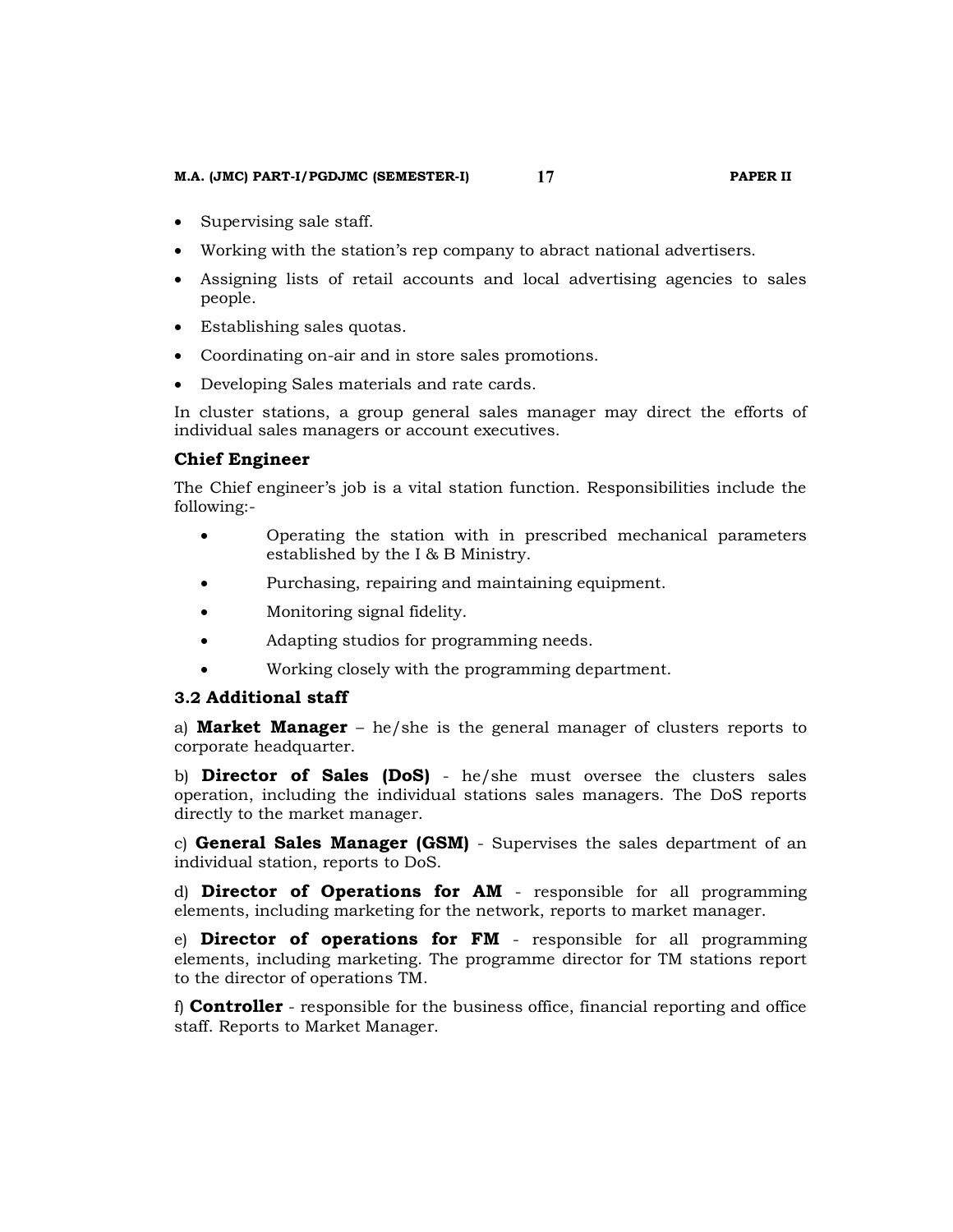- Supervising sale staff.
- Working with the station's rep company to abract national advertisers.
- Assigning lists of retail accounts and local advertising agencies to sales people.
- Establishing sales quotas.
- Coordinating on-air and in store sales promotions.
- Developing Sales materials and rate cards.

In cluster stations, a group general sales manager may direct the efforts of individual sales managers or account executives.

### Chief Engineer

The Chief engineer's job is a vital station function. Responsibilities include the following:-

- Operating the station with in prescribed mechanical parameters established by the I & B Ministry.
- Purchasing, repairing and maintaining equipment.
- Monitoring signal fidelity.
- Adapting studios for programming needs.
- Working closely with the programming department.

### 3.2 Additional staff

a) **Market Manager** – he/she is the general manager of clusters reports to corporate headquarter.

b) **Director of Sales (DoS)** - he/she must oversee the clusters sales operation, including the individual stations sales managers. The DoS reports directly to the market manager.

c) **General Sales Manager (GSM)** - Supervises the sales department of an individual station, reports to DoS.

d) **Director of Operations for AM** - responsible for all programming elements, including marketing for the network, reports to market manager.

e) **Director of operations for FM** - responsible for all programming elements, including marketing. The programme director for TM stations report to the director of operations TM.

f) **Controller** - responsible for the business office, financial reporting and office staff. Reports to Market Manager.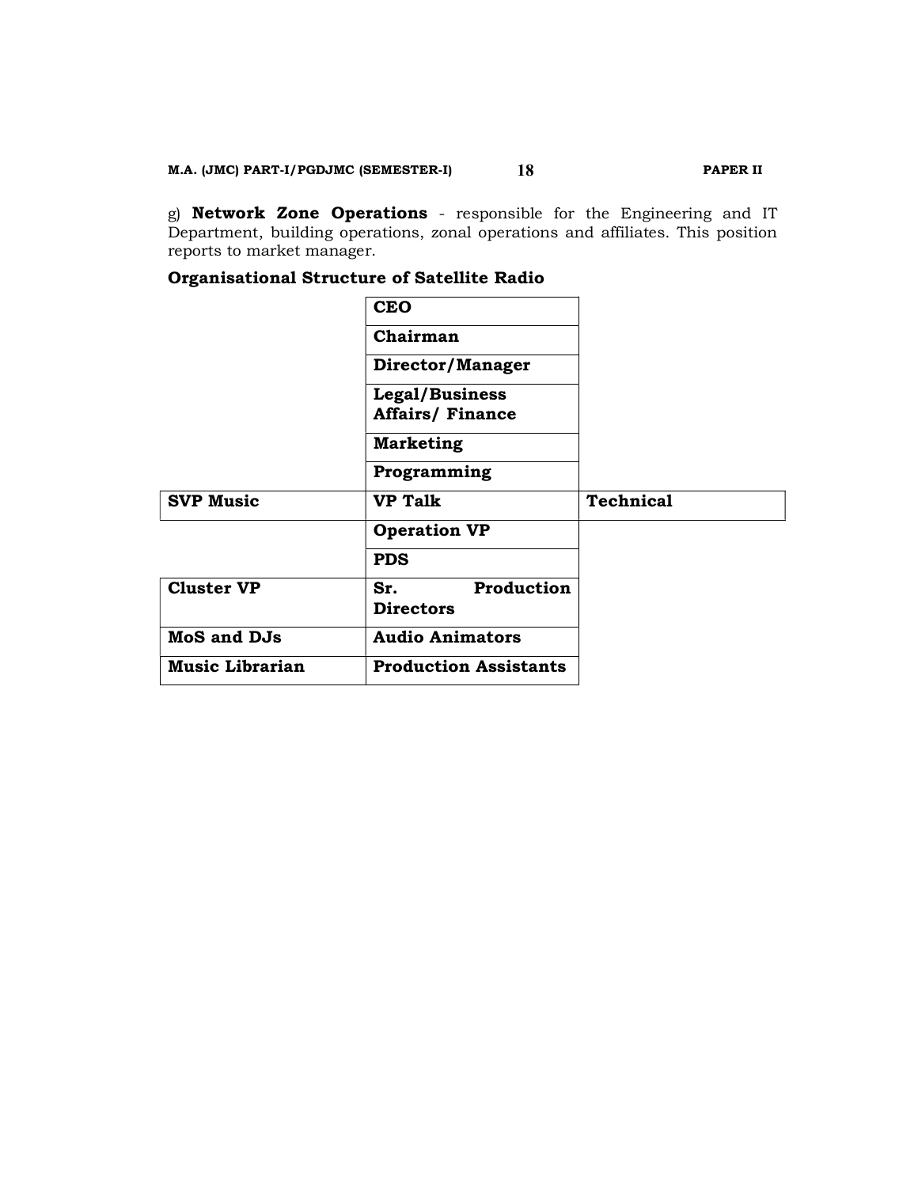g) **Network Zone Operations** - responsible for the Engineering and IT Department, building operations, zonal operations and affiliates. This position reports to market manager.

**Organisational Structure of Satellite Radio**

| | | |
|---|---|---|
| | **CEO** | |
| | **Chairman** | |
| | **Director/Manager** | |
| | **Legal/Business Affairs/ Finance** | |
| | **Marketing** | |
| | **Programming** | |
| **SVP Music** | **VP Talk** | **Technical** |
| | **Operation VP** | |
| | **PDS** | |
| **Cluster VP** | **Sr. Production Directors** | |
| **MoS and DJs** | **Audio Animators** | |
| **Music Librarian** | **Production Assistants** | |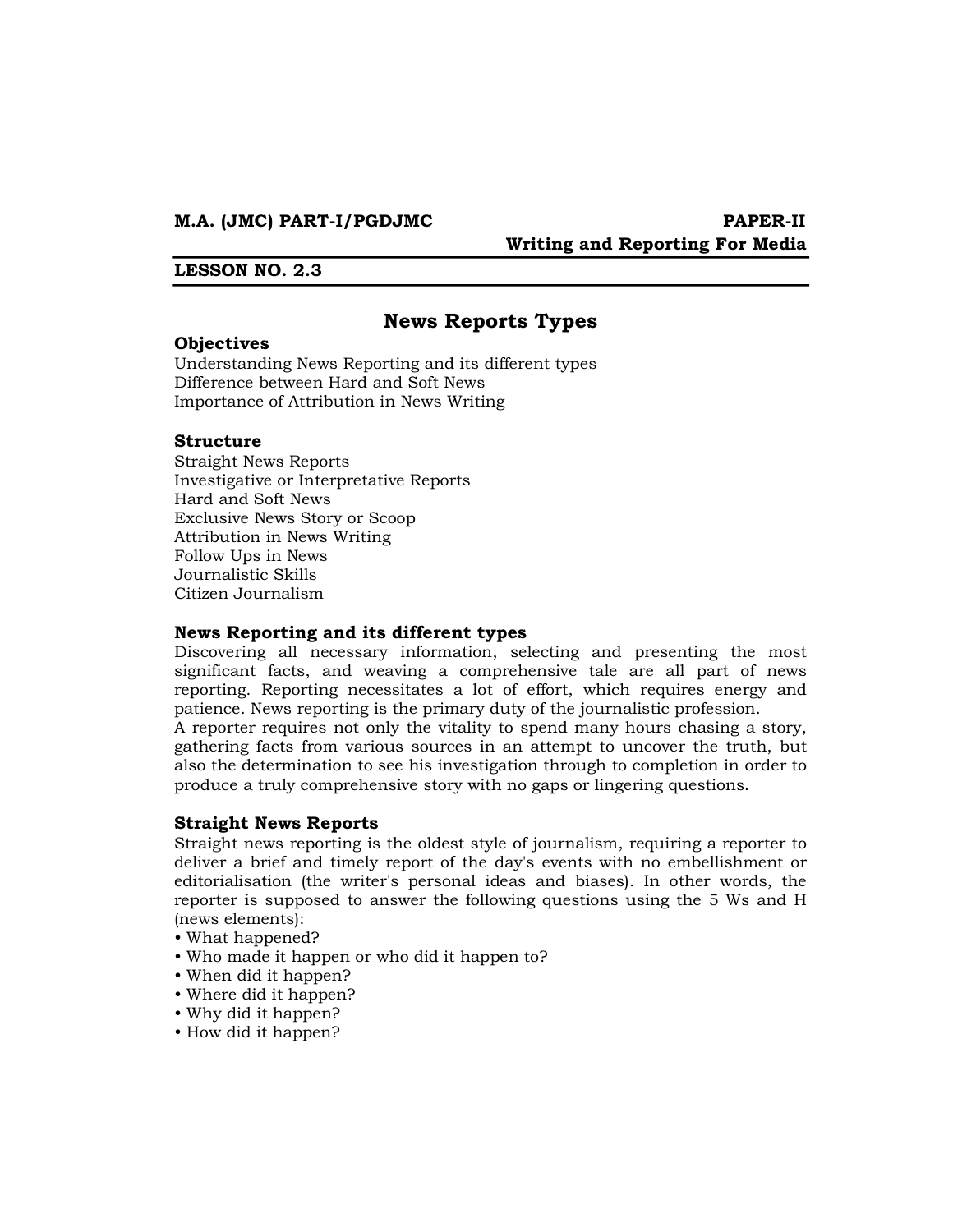**M.A. (JMC) PART-I/PGDJMC** **PAPER-II**

**Writing and Reporting For Media**

**LESSON NO. 2.3**

# News Reports Types

**Objectives**

Understanding News Reporting and its different types
Difference between Hard and Soft News
Importance of Attribution in News Writing

**Structure**

Straight News Reports
Investigative or Interpretative Reports
Hard and Soft News
Exclusive News Story or Scoop
Attribution in News Writing
Follow Ups in News
Journalistic Skills
Citizen Journalism

## News Reporting and its different types

Discovering all necessary information, selecting and presenting the most significant facts, and weaving a comprehensive tale are all part of news reporting. Reporting necessitates a lot of effort, which requires energy and patience. News reporting is the primary duty of the journalistic profession.
A reporter requires not only the vitality to spend many hours chasing a story, gathering facts from various sources in an attempt to uncover the truth, but also the determination to see his investigation through to completion in order to produce a truly comprehensive story with no gaps or lingering questions.

## Straight News Reports

Straight news reporting is the oldest style of journalism, requiring a reporter to deliver a brief and timely report of the day's events with no embellishment or editorialisation (the writer's personal ideas and biases). In other words, the reporter is supposed to answer the following questions using the 5 Ws and H (news elements):

- What happened?
- Who made it happen or who did it happen to?
- When did it happen?
- Where did it happen?
- Why did it happen?
- How did it happen?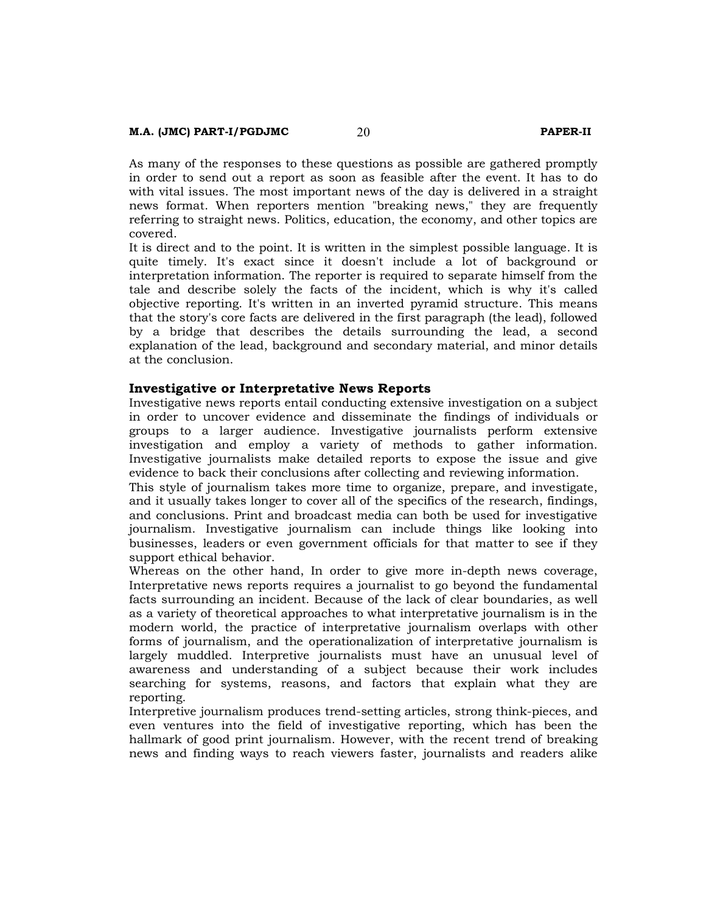As many of the responses to these questions as possible are gathered promptly in order to send out a report as soon as feasible after the event. It has to do with vital issues. The most important news of the day is delivered in a straight news format. When reporters mention "breaking news," they are frequently referring to straight news. Politics, education, the economy, and other topics are covered.

It is direct and to the point. It is written in the simplest possible language. It is quite timely. It's exact since it doesn't include a lot of background or interpretation information. The reporter is required to separate himself from the tale and describe solely the facts of the incident, which is why it's called objective reporting. It's written in an inverted pyramid structure. This means that the story's core facts are delivered in the first paragraph (the lead), followed by a bridge that describes the details surrounding the lead, a second explanation of the lead, background and secondary material, and minor details at the conclusion.

### Investigative or Interpretative News Reports

Investigative news reports entail conducting extensive investigation on a subject in order to uncover evidence and disseminate the findings of individuals or groups to a larger audience. Investigative journalists perform extensive investigation and employ a variety of methods to gather information. Investigative journalists make detailed reports to expose the issue and give evidence to back their conclusions after collecting and reviewing information.

This style of journalism takes more time to organize, prepare, and investigate, and it usually takes longer to cover all of the specifics of the research, findings, and conclusions. Print and broadcast media can both be used for investigative journalism. Investigative journalism can include things like looking into businesses, leaders or even government officials for that matter to see if they support ethical behavior.

Whereas on the other hand, In order to give more in-depth news coverage, Interpretative news reports requires a journalist to go beyond the fundamental facts surrounding an incident. Because of the lack of clear boundaries, as well as a variety of theoretical approaches to what interpretative journalism is in the modern world, the practice of interpretative journalism overlaps with other forms of journalism, and the operationalization of interpretative journalism is largely muddled. Interpretive journalists must have an unusual level of awareness and understanding of a subject because their work includes searching for systems, reasons, and factors that explain what they are reporting.

Interpretive journalism produces trend-setting articles, strong think-pieces, and even ventures into the field of investigative reporting, which has been the hallmark of good print journalism. However, with the recent trend of breaking news and finding ways to reach viewers faster, journalists and readers alike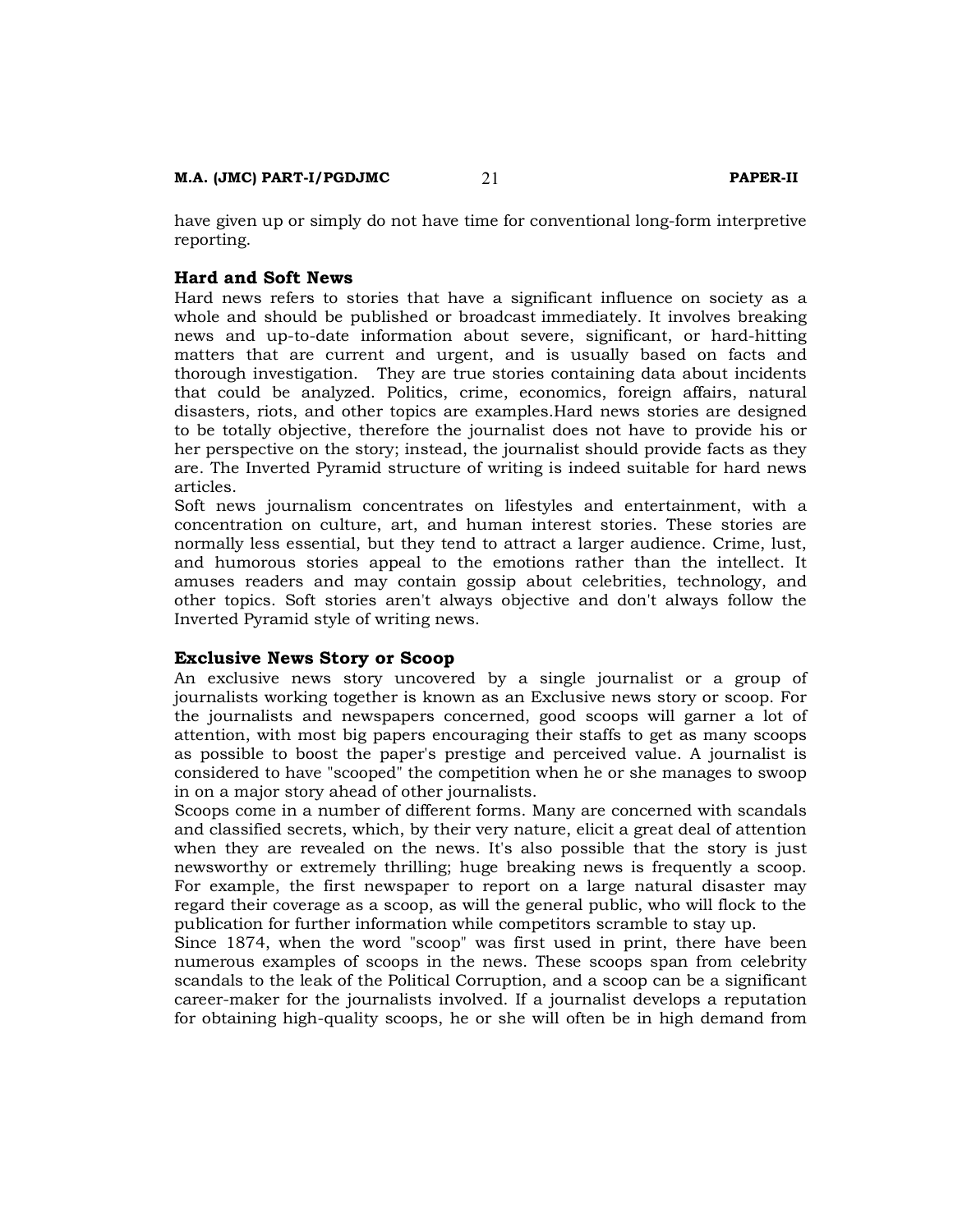have given up or simply do not have time for conventional long-form interpretive reporting.

### Hard and Soft News

Hard news refers to stories that have a significant influence on society as a whole and should be published or broadcast immediately. It involves breaking news and up-to-date information about severe, significant, or hard-hitting matters that are current and urgent, and is usually based on facts and thorough investigation. They are true stories containing data about incidents that could be analyzed. Politics, crime, economics, foreign affairs, natural disasters, riots, and other topics are examples.Hard news stories are designed to be totally objective, therefore the journalist does not have to provide his or her perspective on the story; instead, the journalist should provide facts as they are. The Inverted Pyramid structure of writing is indeed suitable for hard news articles.

Soft news journalism concentrates on lifestyles and entertainment, with a concentration on culture, art, and human interest stories. These stories are normally less essential, but they tend to attract a larger audience. Crime, lust, and humorous stories appeal to the emotions rather than the intellect. It amuses readers and may contain gossip about celebrities, technology, and other topics. Soft stories aren't always objective and don't always follow the Inverted Pyramid style of writing news.

### Exclusive News Story or Scoop

An exclusive news story uncovered by a single journalist or a group of journalists working together is known as an Exclusive news story or scoop. For the journalists and newspapers concerned, good scoops will garner a lot of attention, with most big papers encouraging their staffs to get as many scoops as possible to boost the paper's prestige and perceived value. A journalist is considered to have "scooped" the competition when he or she manages to swoop in on a major story ahead of other journalists.

Scoops come in a number of different forms. Many are concerned with scandals and classified secrets, which, by their very nature, elicit a great deal of attention when they are revealed on the news. It's also possible that the story is just newsworthy or extremely thrilling; huge breaking news is frequently a scoop. For example, the first newspaper to report on a large natural disaster may regard their coverage as a scoop, as will the general public, who will flock to the publication for further information while competitors scramble to stay up.

Since 1874, when the word "scoop" was first used in print, there have been numerous examples of scoops in the news. These scoops span from celebrity scandals to the leak of the Political Corruption, and a scoop can be a significant career-maker for the journalists involved. If a journalist develops a reputation for obtaining high-quality scoops, he or she will often be in high demand from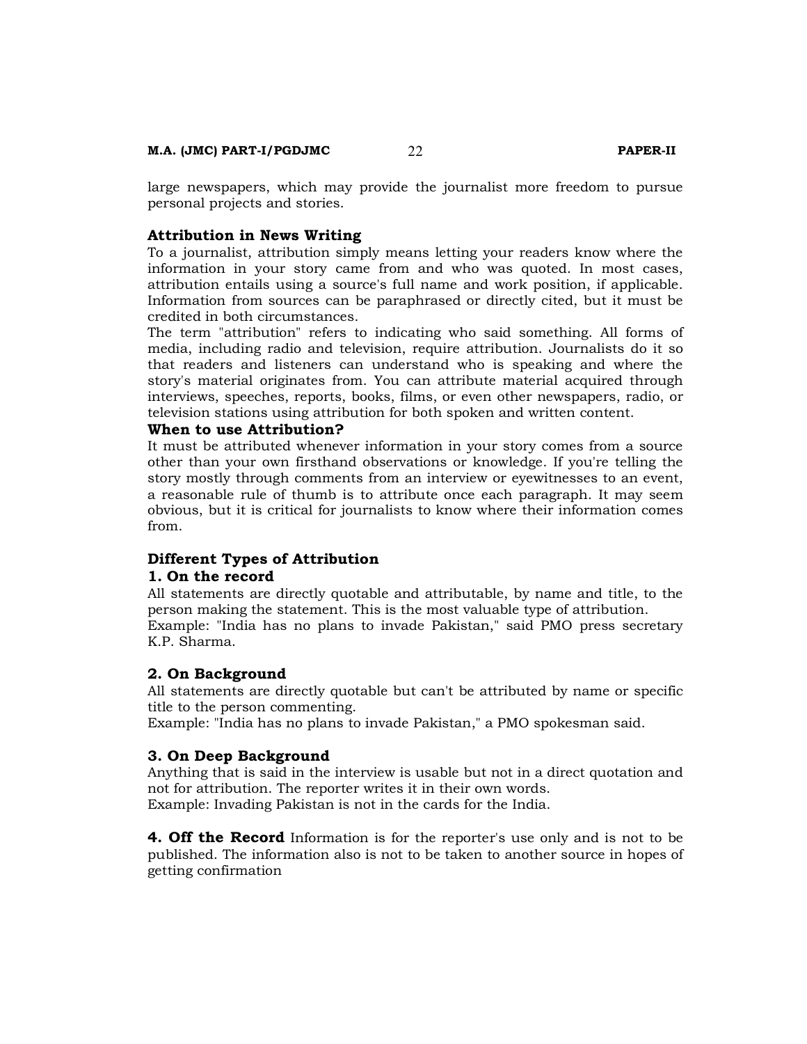large newspapers, which may provide the journalist more freedom to pursue personal projects and stories.

### Attribution in News Writing

To a journalist, attribution simply means letting your readers know where the information in your story came from and who was quoted. In most cases, attribution entails using a source's full name and work position, if applicable. Information from sources can be paraphrased or directly cited, but it must be credited in both circumstances.

The term "attribution" refers to indicating who said something. All forms of media, including radio and television, require attribution. Journalists do it so that readers and listeners can understand who is speaking and where the story's material originates from. You can attribute material acquired through interviews, speeches, reports, books, films, or even other newspapers, radio, or television stations using attribution for both spoken and written content.

### When to use Attribution?

It must be attributed whenever information in your story comes from a source other than your own firsthand observations or knowledge. If you're telling the story mostly through comments from an interview or eyewitnesses to an event, a reasonable rule of thumb is to attribute once each paragraph. It may seem obvious, but it is critical for journalists to know where their information comes from.

### Different Types of Attribution

#### 1. On the record

All statements are directly quotable and attributable, by name and title, to the person making the statement. This is the most valuable type of attribution.

Example: "India has no plans to invade Pakistan," said PMO press secretary K.P. Sharma.

#### 2. On Background

All statements are directly quotable but can't be attributed by name or specific title to the person commenting.

Example: "India has no plans to invade Pakistan," a PMO spokesman said.

#### 3. On Deep Background

Anything that is said in the interview is usable but not in a direct quotation and not for attribution. The reporter writes it in their own words.

Example: Invading Pakistan is not in the cards for the India.

**4. Off the Record** Information is for the reporter's use only and is not to be published. The information also is not to be taken to another source in hopes of getting confirmation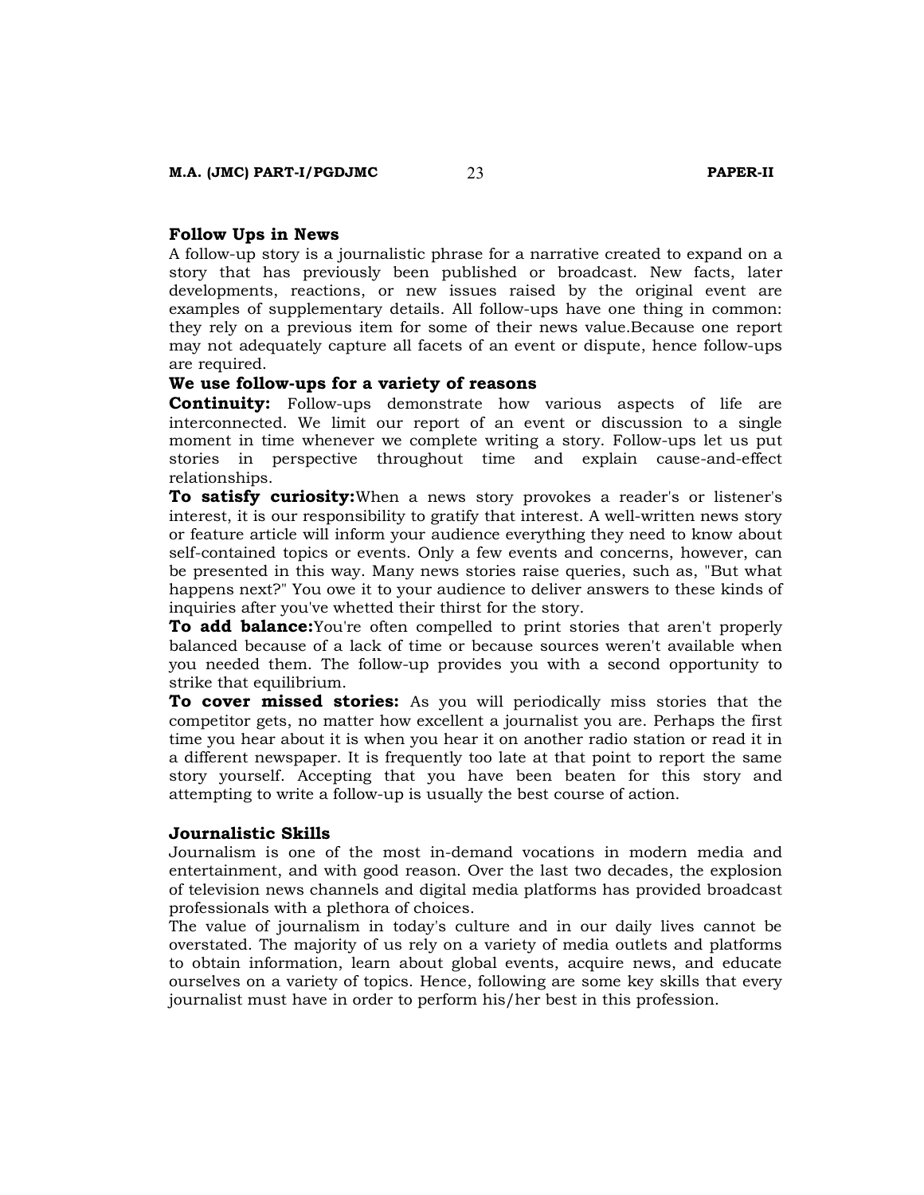## Follow Ups in News

A follow-up story is a journalistic phrase for a narrative created to expand on a story that has previously been published or broadcast. New facts, later developments, reactions, or new issues raised by the original event are examples of supplementary details. All follow-ups have one thing in common: they rely on a previous item for some of their news value.Because one report may not adequately capture all facets of an event or dispute, hence follow-ups are required.

### We use follow-ups for a variety of reasons

**Continuity:** Follow-ups demonstrate how various aspects of life are interconnected. We limit our report of an event or discussion to a single moment in time whenever we complete writing a story. Follow-ups let us put stories in perspective throughout time and explain cause-and-effect relationships.

**To satisfy curiosity:**When a news story provokes a reader's or listener's interest, it is our responsibility to gratify that interest. A well-written news story or feature article will inform your audience everything they need to know about self-contained topics or events. Only a few events and concerns, however, can be presented in this way. Many news stories raise queries, such as, "But what happens next?" You owe it to your audience to deliver answers to these kinds of inquiries after you've whetted their thirst for the story.

**To add balance:**You're often compelled to print stories that aren't properly balanced because of a lack of time or because sources weren't available when you needed them. The follow-up provides you with a second opportunity to strike that equilibrium.

**To cover missed stories:** As you will periodically miss stories that the competitor gets, no matter how excellent a journalist you are. Perhaps the first time you hear about it is when you hear it on another radio station or read it in a different newspaper. It is frequently too late at that point to report the same story yourself. Accepting that you have been beaten for this story and attempting to write a follow-up is usually the best course of action.

## Journalistic Skills

Journalism is one of the most in-demand vocations in modern media and entertainment, and with good reason. Over the last two decades, the explosion of television news channels and digital media platforms has provided broadcast professionals with a plethora of choices.

The value of journalism in today's culture and in our daily lives cannot be overstated. The majority of us rely on a variety of media outlets and platforms to obtain information, learn about global events, acquire news, and educate ourselves on a variety of topics. Hence, following are some key skills that every journalist must have in order to perform his/her best in this profession.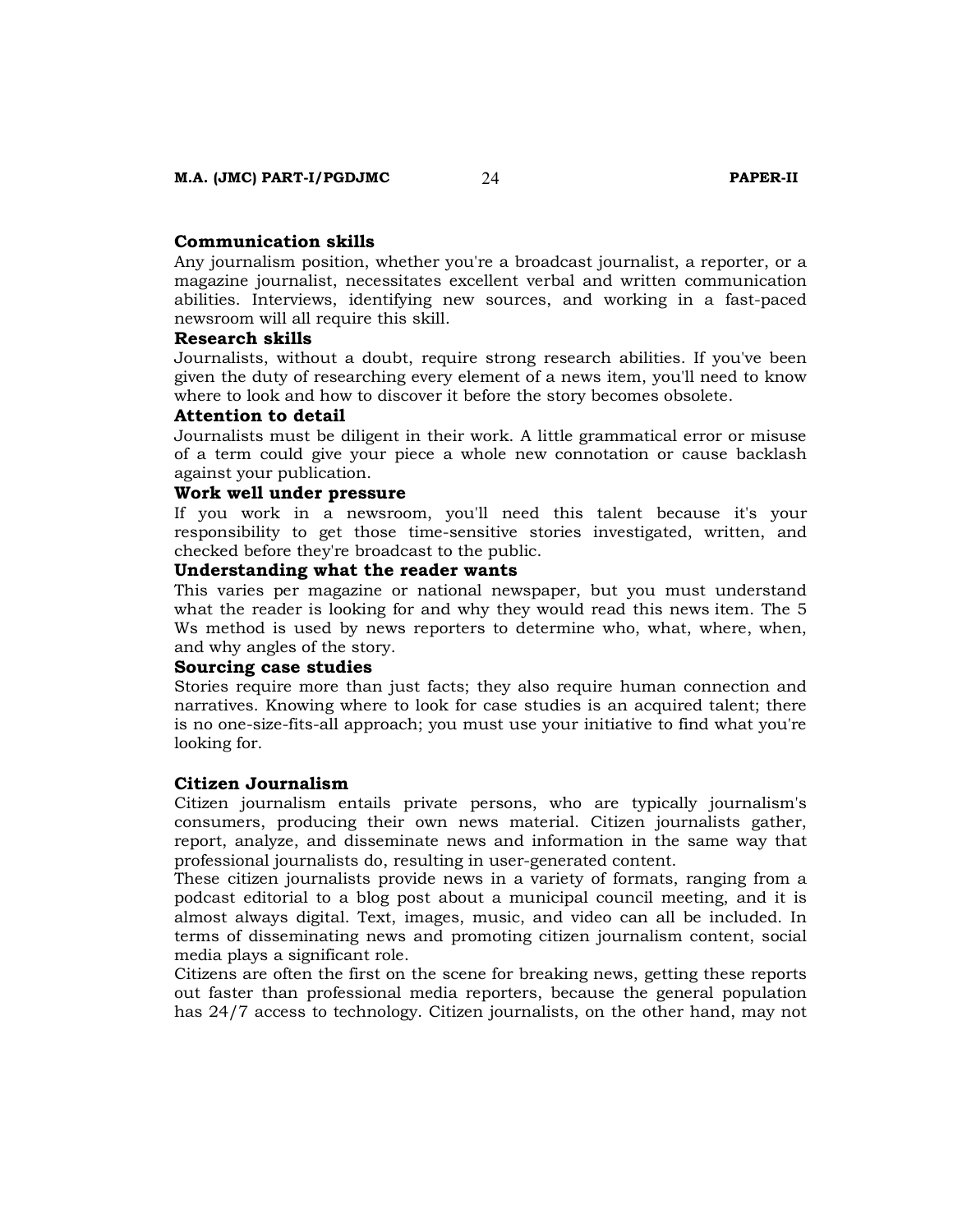### Communication skills

Any journalism position, whether you're a broadcast journalist, a reporter, or a magazine journalist, necessitates excellent verbal and written communication abilities. Interviews, identifying new sources, and working in a fast-paced newsroom will all require this skill.

### Research skills

Journalists, without a doubt, require strong research abilities. If you've been given the duty of researching every element of a news item, you'll need to know where to look and how to discover it before the story becomes obsolete.

### Attention to detail

Journalists must be diligent in their work. A little grammatical error or misuse of a term could give your piece a whole new connotation or cause backlash against your publication.

### Work well under pressure

If you work in a newsroom, you'll need this talent because it's your responsibility to get those time-sensitive stories investigated, written, and checked before they're broadcast to the public.

### Understanding what the reader wants

This varies per magazine or national newspaper, but you must understand what the reader is looking for and why they would read this news item. The 5 Ws method is used by news reporters to determine who, what, where, when, and why angles of the story.

### Sourcing case studies

Stories require more than just facts; they also require human connection and narratives. Knowing where to look for case studies is an acquired talent; there is no one-size-fits-all approach; you must use your initiative to find what you're looking for.

## Citizen Journalism

Citizen journalism entails private persons, who are typically journalism's consumers, producing their own news material. Citizen journalists gather, report, analyze, and disseminate news and information in the same way that professional journalists do, resulting in user-generated content.

These citizen journalists provide news in a variety of formats, ranging from a podcast editorial to a blog post about a municipal council meeting, and it is almost always digital. Text, images, music, and video can all be included. In terms of disseminating news and promoting citizen journalism content, social media plays a significant role.

Citizens are often the first on the scene for breaking news, getting these reports out faster than professional media reporters, because the general population has 24/7 access to technology. Citizen journalists, on the other hand, may not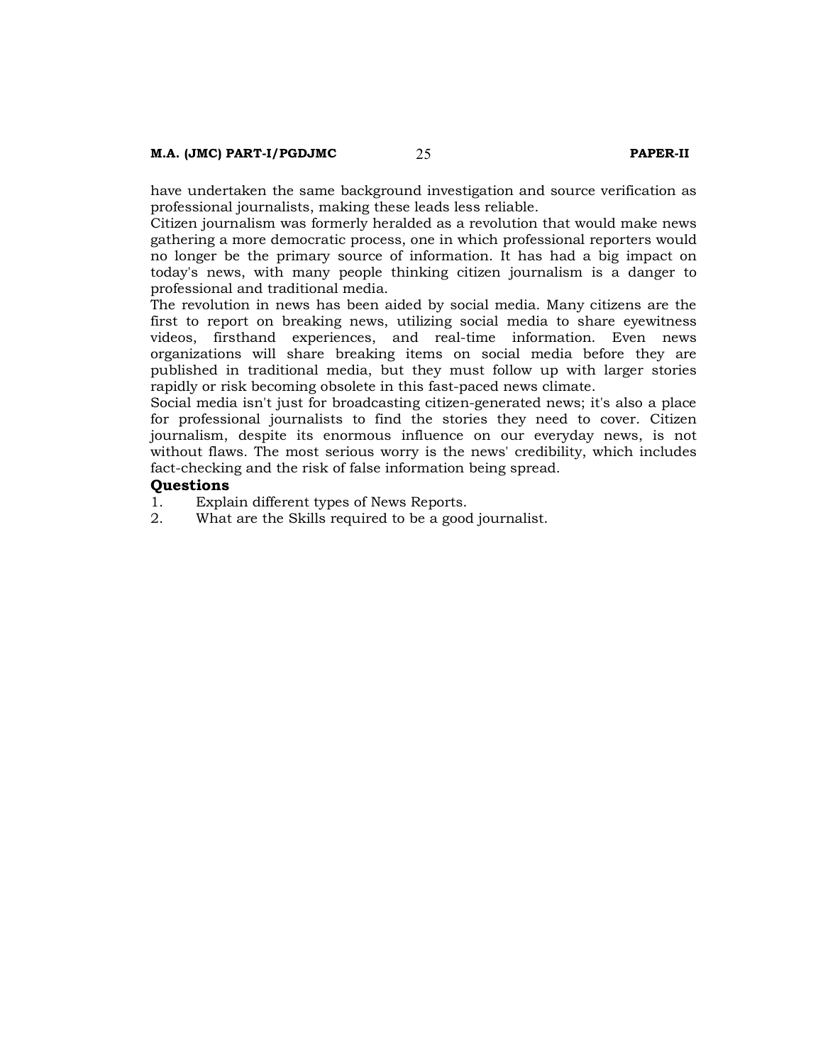have undertaken the same background investigation and source verification as professional journalists, making these leads less reliable.

Citizen journalism was formerly heralded as a revolution that would make news gathering a more democratic process, one in which professional reporters would no longer be the primary source of information. It has had a big impact on today's news, with many people thinking citizen journalism is a danger to professional and traditional media.

The revolution in news has been aided by social media. Many citizens are the first to report on breaking news, utilizing social media to share eyewitness videos, firsthand experiences, and real-time information. Even news organizations will share breaking items on social media before they are published in traditional media, but they must follow up with larger stories rapidly or risk becoming obsolete in this fast-paced news climate.

Social media isn't just for broadcasting citizen-generated news; it's also a place for professional journalists to find the stories they need to cover. Citizen journalism, despite its enormous influence on our everyday news, is not without flaws. The most serious worry is the news' credibility, which includes fact-checking and the risk of false information being spread.

### Questions

1. Explain different types of News Reports.
2. What are the Skills required to be a good journalist.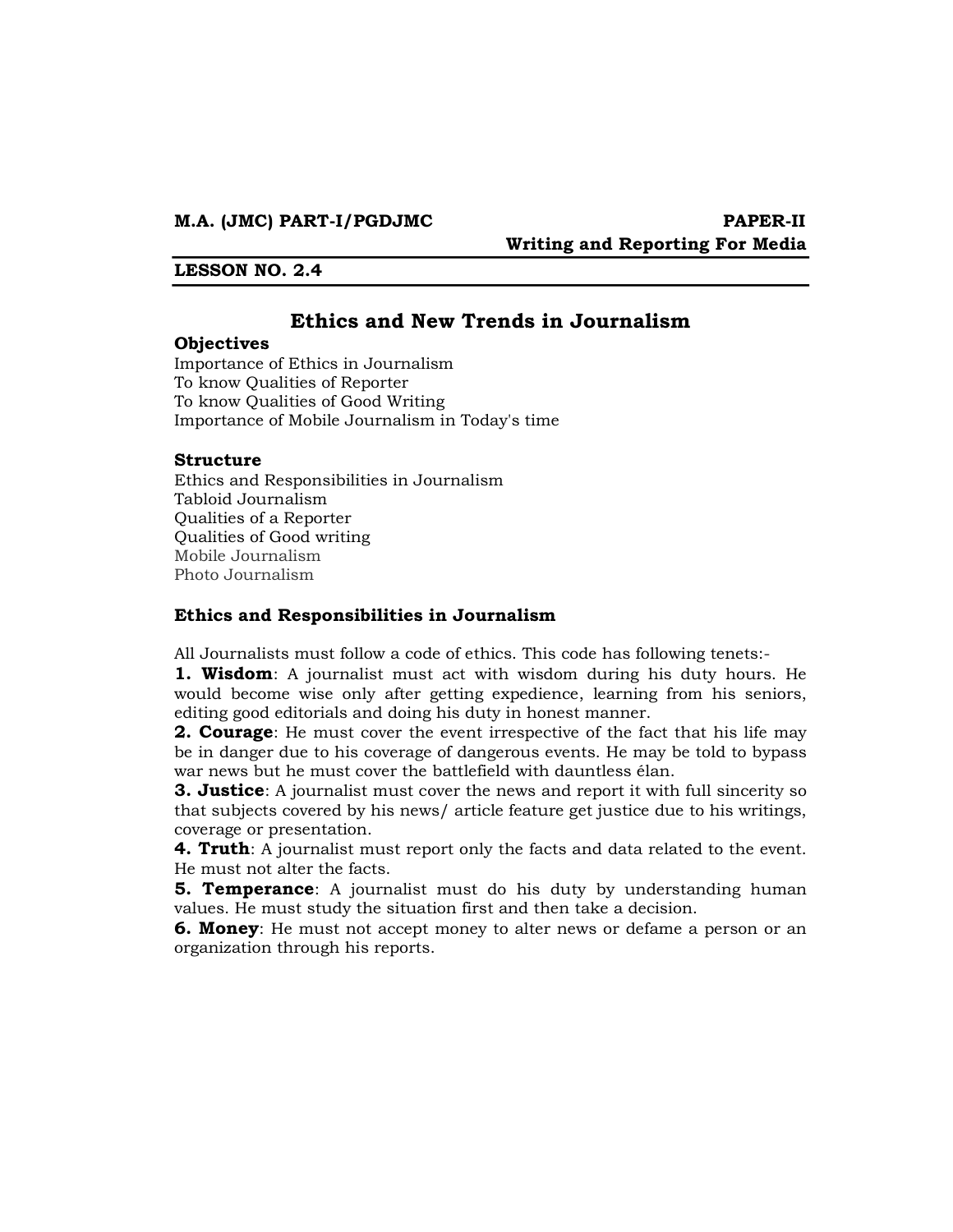**M.A. (JMC) PART-I/PGDJMC** **PAPER-II**

**Writing and Reporting For Media**

**LESSON NO. 2.4**

## Ethics and New Trends in Journalism

### Objectives

Importance of Ethics in Journalism
To know Qualities of Reporter
To know Qualities of Good Writing
Importance of Mobile Journalism in Today's time

### Structure

Ethics and Responsibilities in Journalism
Tabloid Journalism
Qualities of a Reporter
Qualities of Good writing
Mobile Journalism
Photo Journalism

### Ethics and Responsibilities in Journalism

All Journalists must follow a code of ethics. This code has following tenets:-

**1. Wisdom**: A journalist must act with wisdom during his duty hours. He would become wise only after getting expedience, learning from his seniors, editing good editorials and doing his duty in honest manner.

**2. Courage**: He must cover the event irrespective of the fact that his life may be in danger due to his coverage of dangerous events. He may be told to bypass war news but he must cover the battlefield with dauntless élan.

**3. Justice**: A journalist must cover the news and report it with full sincerity so that subjects covered by his news/ article feature get justice due to his writings, coverage or presentation.

**4. Truth**: A journalist must report only the facts and data related to the event. He must not alter the facts.

**5. Temperance**: A journalist must do his duty by understanding human values. He must study the situation first and then take a decision.

**6. Money**: He must not accept money to alter news or defame a person or an organization through his reports.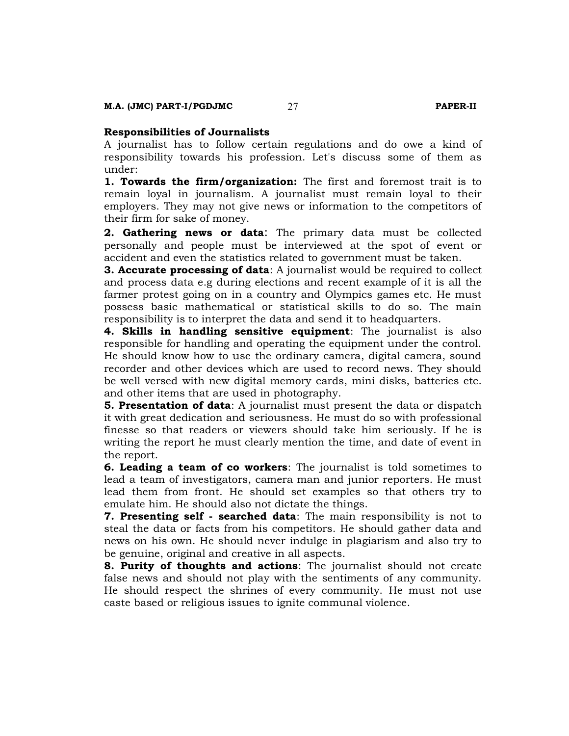**Responsibilities of Journalists**

A journalist has to follow certain regulations and do owe a kind of responsibility towards his profession. Let's discuss some of them as under:

**1. Towards the firm/organization:** The first and foremost trait is to remain loyal in journalism. A journalist must remain loyal to their employers. They may not give news or information to the competitors of their firm for sake of money.

**2. Gathering news or data**: The primary data must be collected personally and people must be interviewed at the spot of event or accident and even the statistics related to government must be taken.

**3. Accurate processing of data**: A journalist would be required to collect and process data e.g during elections and recent example of it is all the farmer protest going on in a country and Olympics games etc. He must possess basic mathematical or statistical skills to do so. The main responsibility is to interpret the data and send it to headquarters.

**4. Skills in handling sensitive equipment**: The journalist is also responsible for handling and operating the equipment under the control. He should know how to use the ordinary camera, digital camera, sound recorder and other devices which are used to record news. They should be well versed with new digital memory cards, mini disks, batteries etc. and other items that are used in photography.

**5. Presentation of data**: A journalist must present the data or dispatch it with great dedication and seriousness. He must do so with professional finesse so that readers or viewers should take him seriously. If he is writing the report he must clearly mention the time, and date of event in the report.

**6. Leading a team of co workers**: The journalist is told sometimes to lead a team of investigators, camera man and junior reporters. He must lead them from front. He should set examples so that others try to emulate him. He should also not dictate the things.

**7. Presenting self - searched data**: The main responsibility is not to steal the data or facts from his competitors. He should gather data and news on his own. He should never indulge in plagiarism and also try to be genuine, original and creative in all aspects.

**8. Purity of thoughts and actions**: The journalist should not create false news and should not play with the sentiments of any community. He should respect the shrines of every community. He must not use caste based or religious issues to ignite communal violence.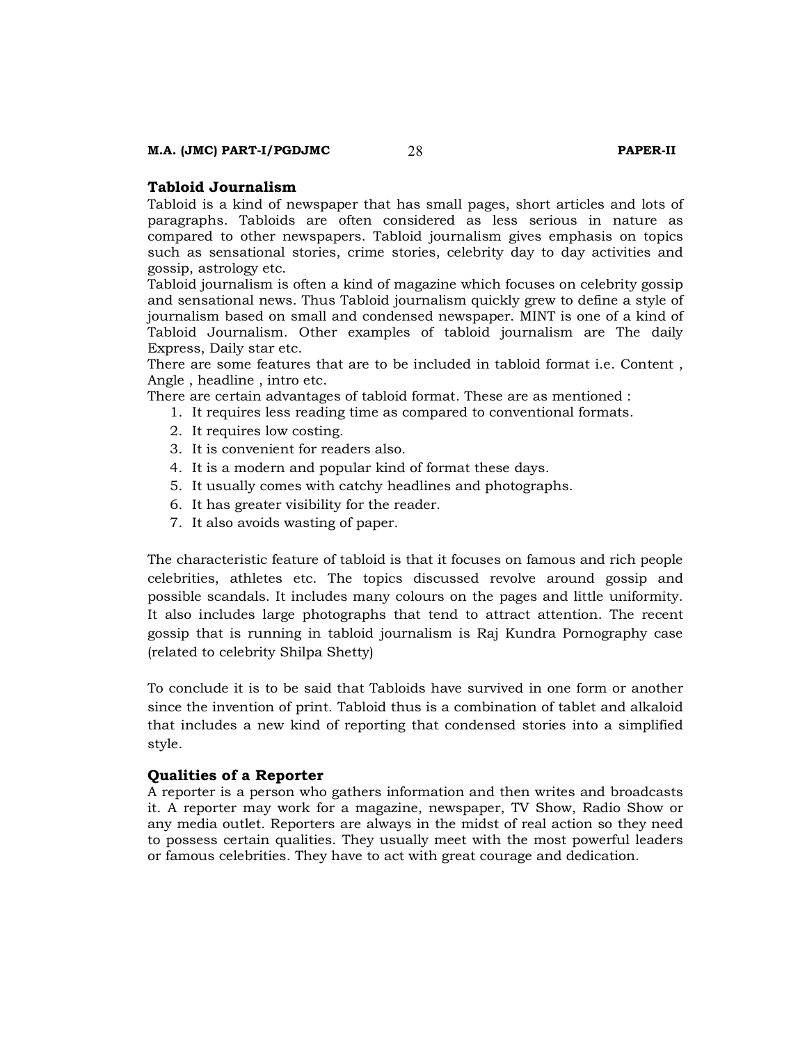## Tabloid Journalism

Tabloid is a kind of newspaper that has small pages, short articles and lots of paragraphs. Tabloids are often considered as less serious in nature as compared to other newspapers. Tabloid journalism gives emphasis on topics such as sensational stories, crime stories, celebrity day to day activities and gossip, astrology etc.

Tabloid journalism is often a kind of magazine which focuses on celebrity gossip and sensational news. Thus Tabloid journalism quickly grew to define a style of journalism based on small and condensed newspaper. MINT is one of a kind of Tabloid Journalism. Other examples of tabloid journalism are The daily Express, Daily star etc.

There are some features that are to be included in tabloid format i.e. Content , Angle , headline , intro etc.

There are certain advantages of tabloid format. These are as mentioned :

1. It requires less reading time as compared to conventional formats.
2. It requires low costing.
3. It is convenient for readers also.
4. It is a modern and popular kind of format these days.
5. It usually comes with catchy headlines and photographs.
6. It has greater visibility for the reader.
7. It also avoids wasting of paper.

The characteristic feature of tabloid is that it focuses on famous and rich people celebrities, athletes etc. The topics discussed revolve around gossip and possible scandals. It includes many colours on the pages and little uniformity. It also includes large photographs that tend to attract attention. The recent gossip that is running in tabloid journalism is Raj Kundra Pornography case (related to celebrity Shilpa Shetty)

To conclude it is to be said that Tabloids have survived in one form or another since the invention of print. Tabloid thus is a combination of tablet and alkaloid that includes a new kind of reporting that condensed stories into a simplified style.

## Qualities of a Reporter

A reporter is a person who gathers information and then writes and broadcasts it. A reporter may work for a magazine, newspaper, TV Show, Radio Show or any media outlet. Reporters are always in the midst of real action so they need to possess certain qualities. They usually meet with the most powerful leaders or famous celebrities. They have to act with great courage and dedication.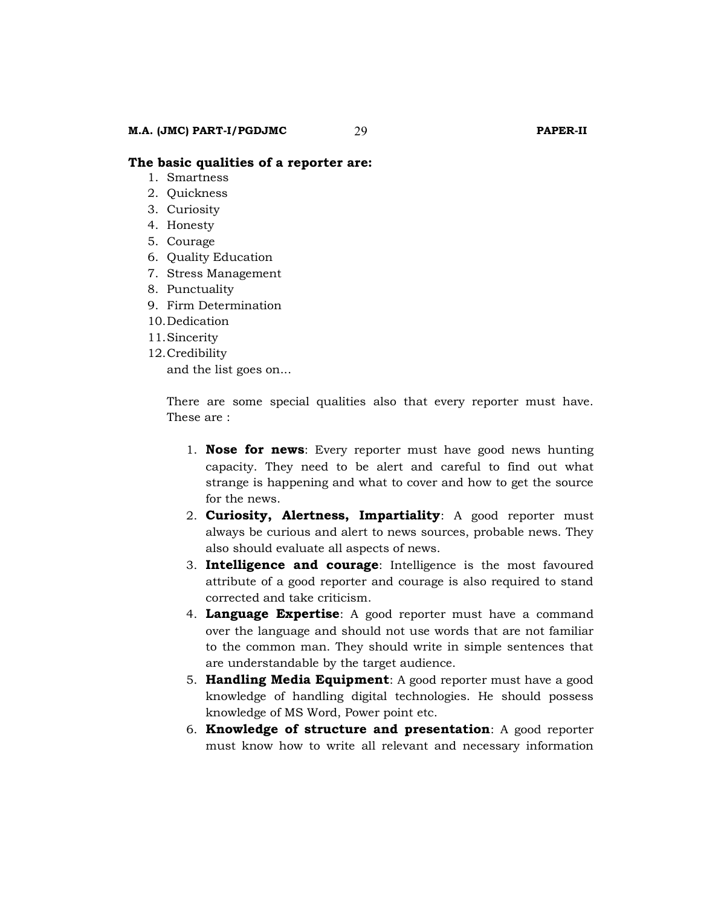**The basic qualities of a reporter are:**

1. Smartness
2. Quickness
3. Curiosity
4. Honesty
5. Courage
6. Quality Education
7. Stress Management
8. Punctuality
9. Firm Determination
10. Dedication
11. Sincerity
12. Credibility

and the list goes on...

There are some special qualities also that every reporter must have. These are :

1. **Nose for news**: Every reporter must have good news hunting capacity. They need to be alert and careful to find out what strange is happening and what to cover and how to get the source for the news.
2. **Curiosity, Alertness, Impartiality**: A good reporter must always be curious and alert to news sources, probable news. They also should evaluate all aspects of news.
3. **Intelligence and courage**: Intelligence is the most favoured attribute of a good reporter and courage is also required to stand corrected and take criticism.
4. **Language Expertise**: A good reporter must have a command over the language and should not use words that are not familiar to the common man. They should write in simple sentences that are understandable by the target audience.
5. **Handling Media Equipment**: A good reporter must have a good knowledge of handling digital technologies. He should possess knowledge of MS Word, Power point etc.
6. **Knowledge of structure and presentation**: A good reporter must know how to write all relevant and necessary information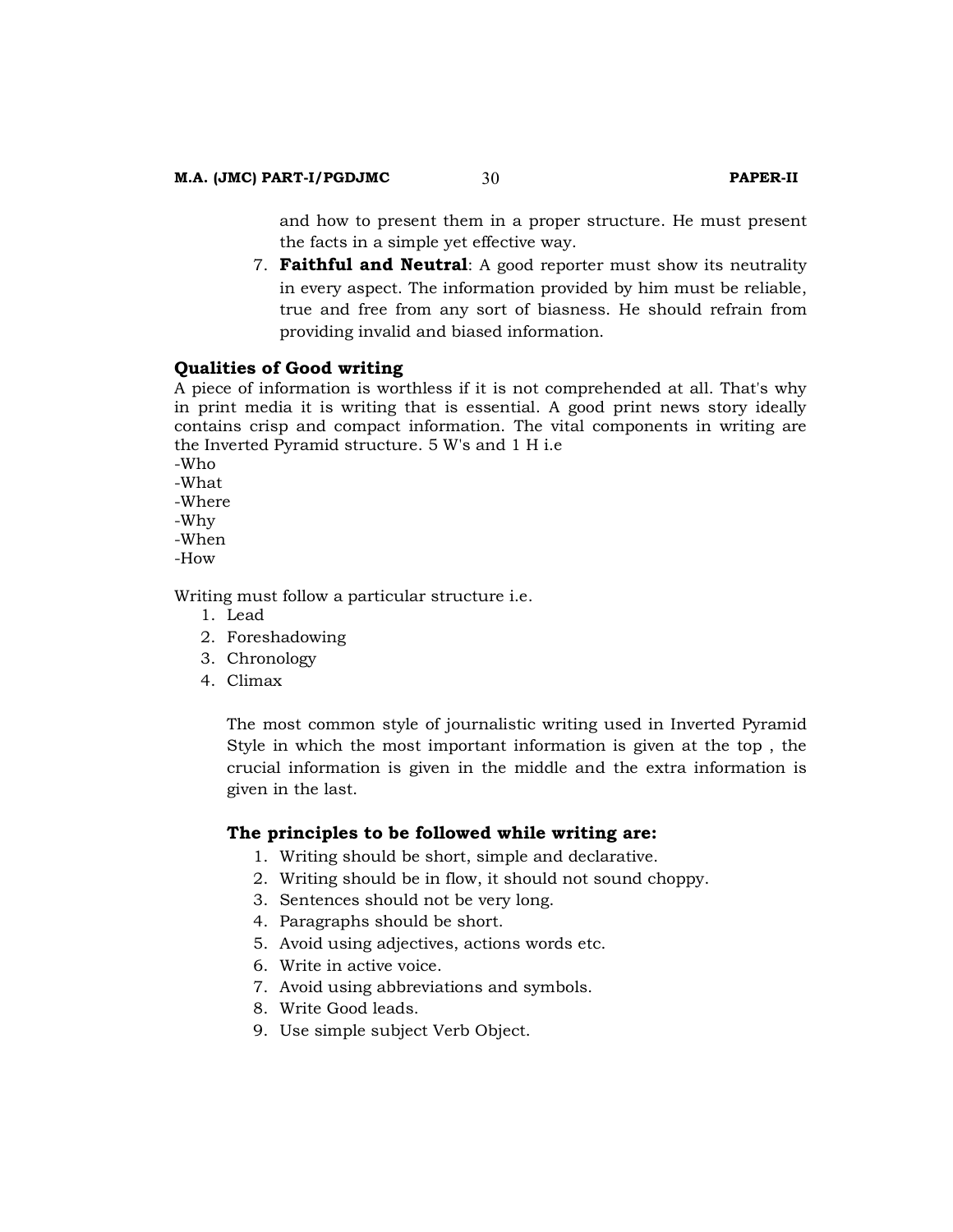and how to present them in a proper structure. He must present the facts in a simple yet effective way.

7. **Faithful and Neutral**: A good reporter must show its neutrality in every aspect. The information provided by him must be reliable, true and free from any sort of biasness. He should refrain from providing invalid and biased information.

### Qualities of Good writing

A piece of information is worthless if it is not comprehended at all. That's why in print media it is writing that is essential. A good print news story ideally contains crisp and compact information. The vital components in writing are the Inverted Pyramid structure. 5 W's and 1 H i.e

-Who
-What
-Where
-Why
-When
-How

Writing must follow a particular structure i.e.

1. Lead
2. Foreshadowing
3. Chronology
4. Climax

The most common style of journalistic writing used in Inverted Pyramid Style in which the most important information is given at the top , the crucial information is given in the middle and the extra information is given in the last.

### The principles to be followed while writing are:

1. Writing should be short, simple and declarative.
2. Writing should be in flow, it should not sound choppy.
3. Sentences should not be very long.
4. Paragraphs should be short.
5. Avoid using adjectives, actions words etc.
6. Write in active voice.
7. Avoid using abbreviations and symbols.
8. Write Good leads.
9. Use simple subject Verb Object.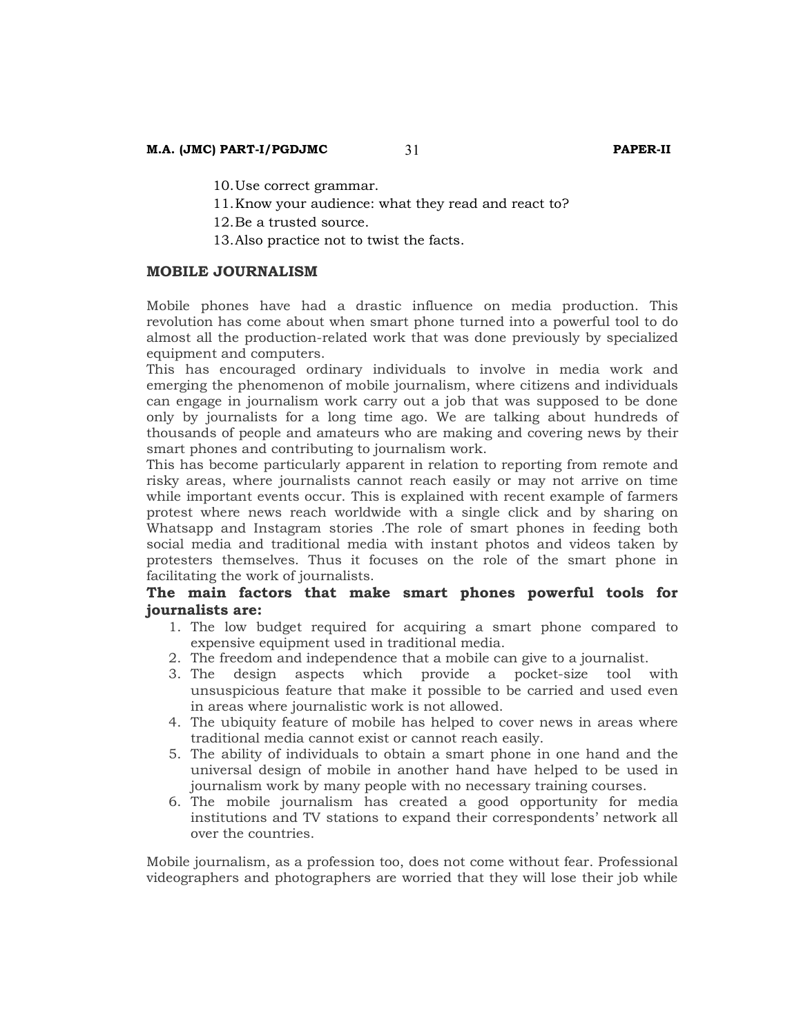10. Use correct grammar.
11. Know your audience: what they read and react to?
12. Be a trusted source.
13. Also practice not to twist the facts.

## MOBILE JOURNALISM

Mobile phones have had a drastic influence on media production. This revolution has come about when smart phone turned into a powerful tool to do almost all the production-related work that was done previously by specialized equipment and computers.

This has encouraged ordinary individuals to involve in media work and emerging the phenomenon of mobile journalism, where citizens and individuals can engage in journalism work carry out a job that was supposed to be done only by journalists for a long time ago. We are talking about hundreds of thousands of people and amateurs who are making and covering news by their smart phones and contributing to journalism work.

This has become particularly apparent in relation to reporting from remote and risky areas, where journalists cannot reach easily or may not arrive on time while important events occur. This is explained with recent example of farmers protest where news reach worldwide with a single click and by sharing on Whatsapp and Instagram stories .The role of smart phones in feeding both social media and traditional media with instant photos and videos taken by protesters themselves. Thus it focuses on the role of the smart phone in facilitating the work of journalists.

**The main factors that make smart phones powerful tools for journalists are:**

1. The low budget required for acquiring a smart phone compared to expensive equipment used in traditional media.
2. The freedom and independence that a mobile can give to a journalist.
3. The design aspects which provide a pocket-size tool with unsuspicious feature that make it possible to be carried and used even in areas where journalistic work is not allowed.
4. The ubiquity feature of mobile has helped to cover news in areas where traditional media cannot exist or cannot reach easily.
5. The ability of individuals to obtain a smart phone in one hand and the universal design of mobile in another hand have helped to be used in journalism work by many people with no necessary training courses.
6. The mobile journalism has created a good opportunity for media institutions and TV stations to expand their correspondents' network all over the countries.

Mobile journalism, as a profession too, does not come without fear. Professional videographers and photographers are worried that they will lose their job while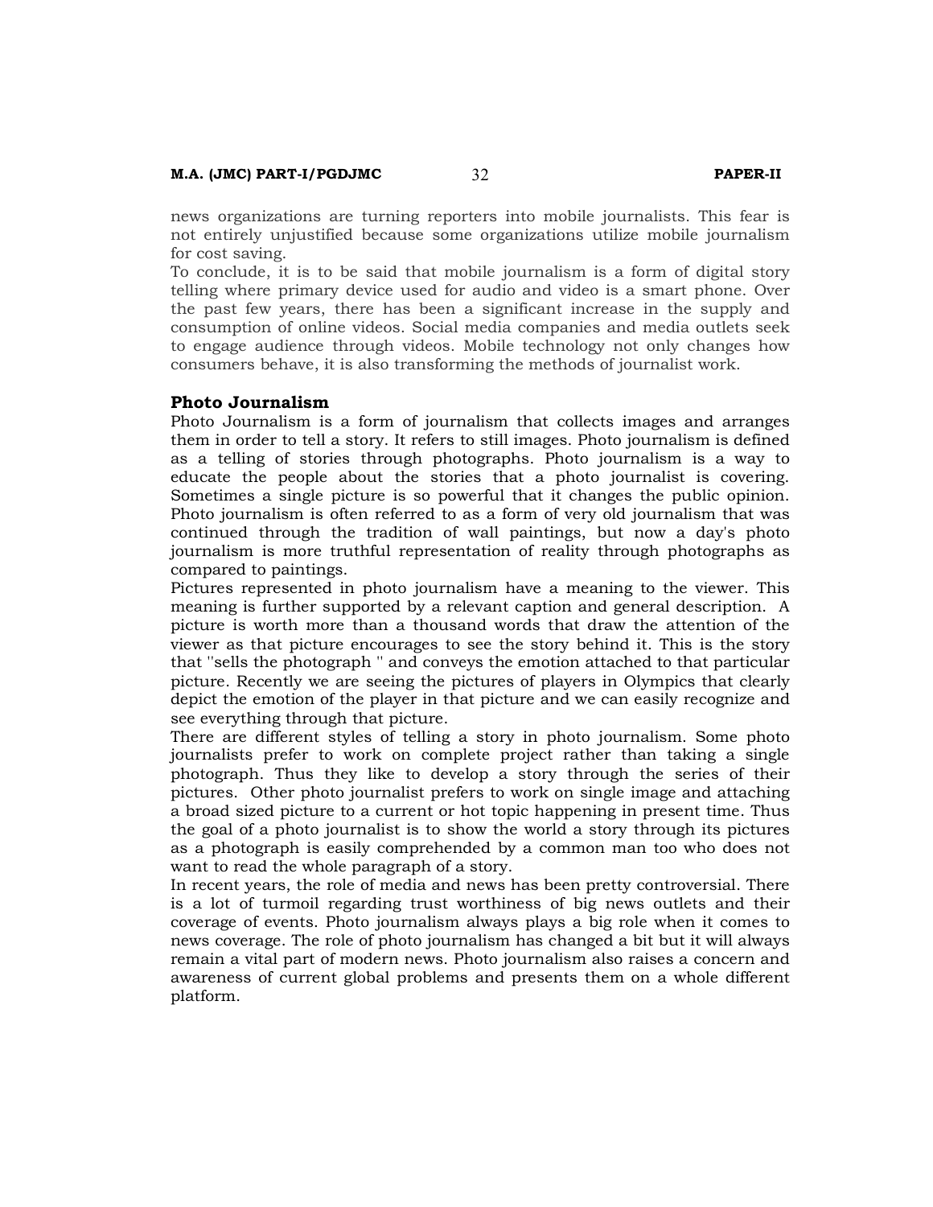news organizations are turning reporters into mobile journalists. This fear is not entirely unjustified because some organizations utilize mobile journalism for cost saving.

To conclude, it is to be said that mobile journalism is a form of digital story telling where primary device used for audio and video is a smart phone. Over the past few years, there has been a significant increase in the supply and consumption of online videos. Social media companies and media outlets seek to engage audience through videos. Mobile technology not only changes how consumers behave, it is also transforming the methods of journalist work.

## Photo Journalism

Photo Journalism is a form of journalism that collects images and arranges them in order to tell a story. It refers to still images. Photo journalism is defined as a telling of stories through photographs. Photo journalism is a way to educate the people about the stories that a photo journalist is covering. Sometimes a single picture is so powerful that it changes the public opinion. Photo journalism is often referred to as a form of very old journalism that was continued through the tradition of wall paintings, but now a day's photo journalism is more truthful representation of reality through photographs as compared to paintings.

Pictures represented in photo journalism have a meaning to the viewer. This meaning is further supported by a relevant caption and general description. A picture is worth more than a thousand words that draw the attention of the viewer as that picture encourages to see the story behind it. This is the story that ''sells the photograph '' and conveys the emotion attached to that particular picture. Recently we are seeing the pictures of players in Olympics that clearly depict the emotion of the player in that picture and we can easily recognize and see everything through that picture.

There are different styles of telling a story in photo journalism. Some photo journalists prefer to work on complete project rather than taking a single photograph. Thus they like to develop a story through the series of their pictures. Other photo journalist prefers to work on single image and attaching a broad sized picture to a current or hot topic happening in present time. Thus the goal of a photo journalist is to show the world a story through its pictures as a photograph is easily comprehended by a common man too who does not want to read the whole paragraph of a story.

In recent years, the role of media and news has been pretty controversial. There is a lot of turmoil regarding trust worthiness of big news outlets and their coverage of events. Photo journalism always plays a big role when it comes to news coverage. The role of photo journalism has changed a bit but it will always remain a vital part of modern news. Photo journalism also raises a concern and awareness of current global problems and presents them on a whole different platform.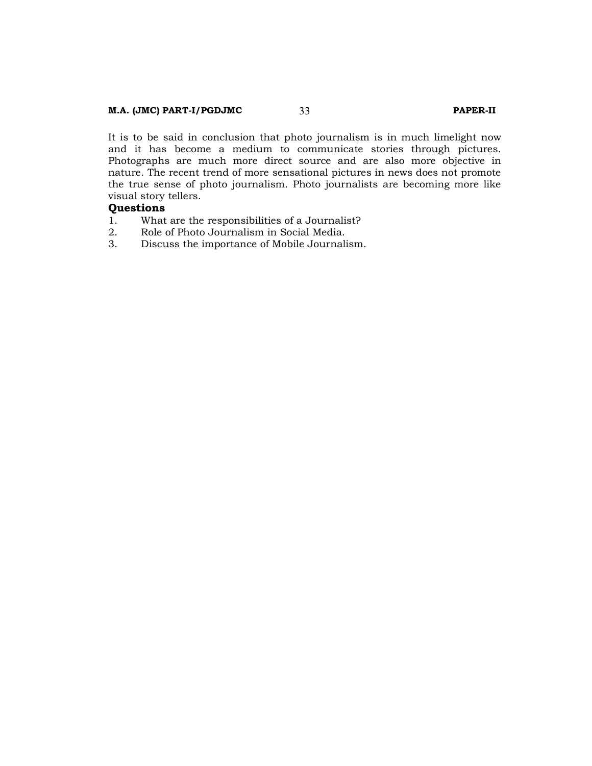It is to be said in conclusion that photo journalism is in much limelight now and it has become a medium to communicate stories through pictures. Photographs are much more direct source and are also more objective in nature. The recent trend of more sensational pictures in news does not promote the true sense of photo journalism. Photo journalists are becoming more like visual story tellers.

**Questions**

1. What are the responsibilities of a Journalist?
2. Role of Photo Journalism in Social Media.
3. Discuss the importance of Mobile Journalism.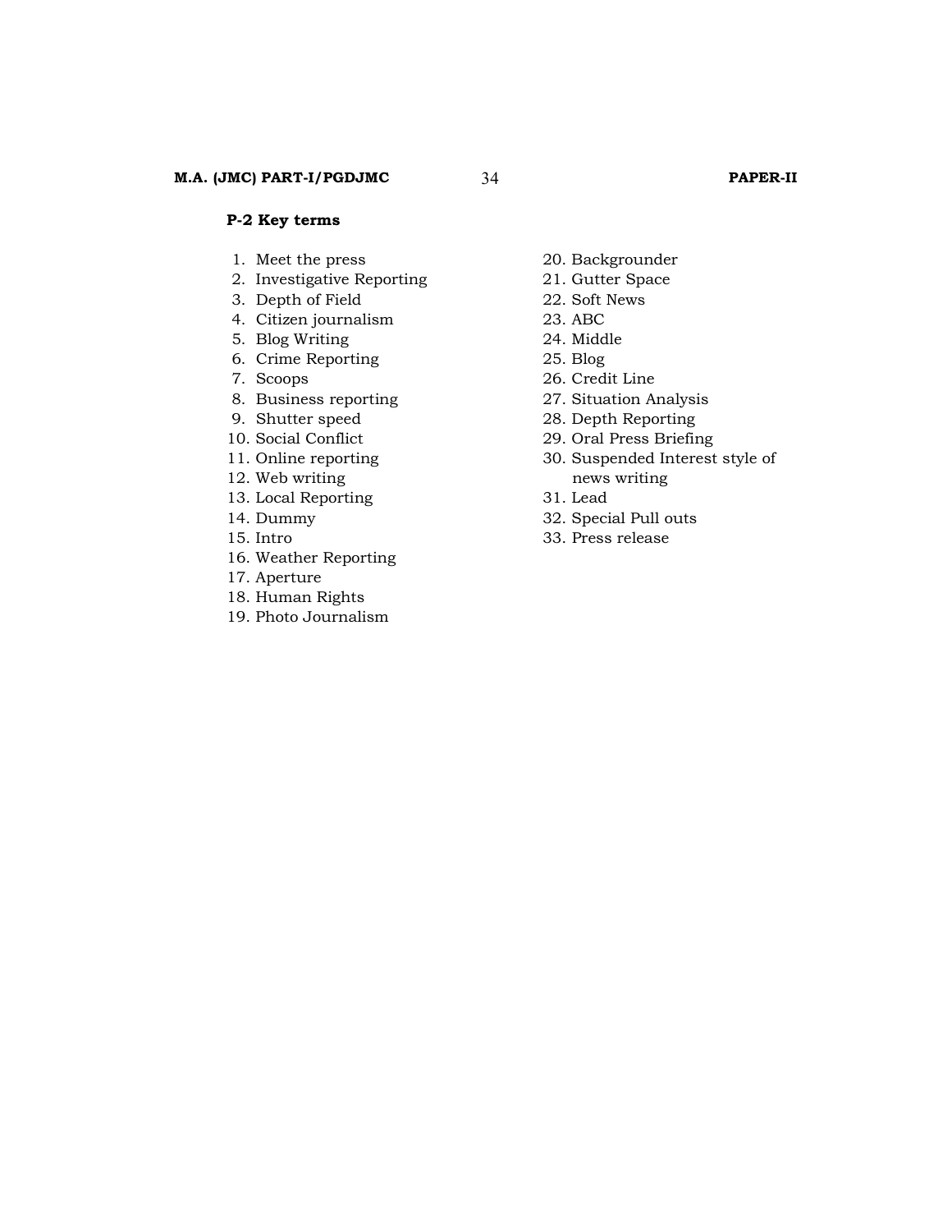**P-2 Key terms**

1. Meet the press
2. Investigative Reporting
3. Depth of Field
4. Citizen journalism
5. Blog Writing
6. Crime Reporting
7. Scoops
8. Business reporting
9. Shutter speed
10. Social Conflict
11. Online reporting
12. Web writing
13. Local Reporting
14. Dummy
15. Intro
16. Weather Reporting
17. Aperture
18. Human Rights
19. Photo Journalism
20. Backgrounder
21. Gutter Space
22. Soft News
23. ABC
24. Middle
25. Blog
26. Credit Line
27. Situation Analysis
28. Depth Reporting
29. Oral Press Briefing
30. Suspended Interest style of news writing
31. Lead
32. Special Pull outs
33. Press release